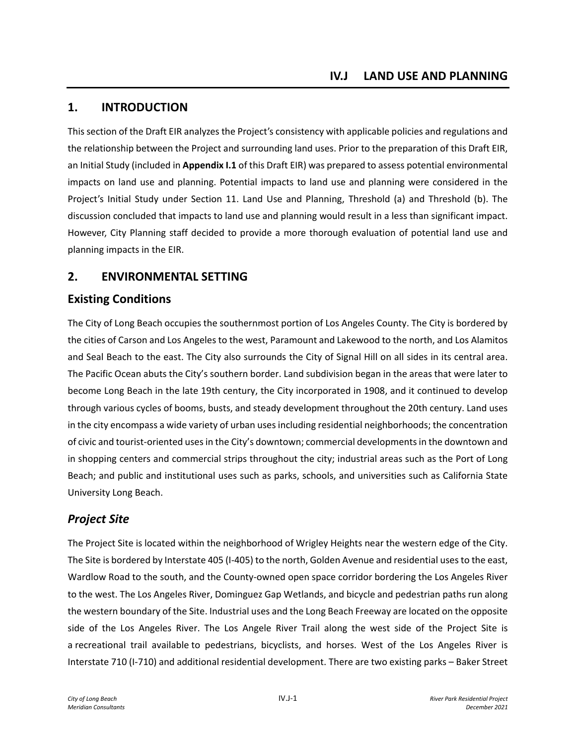# IV.J LAND USE AND PLANNING

## 1. INTRODUCTION

This section of the Draft EIR analyzes the Project's consistency with applicable policies and regulations and the relationship between the Project and surrounding land uses. Prior to the preparation of this Draft EIR, an Initial Study (included in **Appendix I.1** of this Draft EIR) was prepared to assess potential environmental impacts on land use and planning. Potential impacts to land use and planning were considered in the Project's Initial Study under Section 11. Land Use and Planning, Threshold (a) and Threshold (b). The discussion concluded that impacts to land use and planning would result in a less than significant impact. However, City Planning staff decided to provide a more thorough evaluation of potential land use and planning impacts in the EIR.

## 2. ENVIRONMENTAL SETTING

### Existing Conditions

The City of Long Beach occupies the southernmost portion of Los Angeles County. The City is bordered by the cities of Carson and Los Angeles to the west, Paramount and Lakewood to the north, and Los Alamitos and Seal Beach to the east. The City also surrounds the City of Signal Hill on all sides in its central area. The Pacific Ocean abuts the City's southern border. Land subdivision began in the areas that were later to become Long Beach in the late 19th century, the City incorporated in 1908, and it continued to develop through various cycles of booms, busts, and steady development throughout the 20th century. Land uses in the city encompass a wide variety of urban uses including residential neighborhoods; the concentration of civic and tourist-oriented uses in the City's downtown; commercial developments in the downtown and in shopping centers and commercial strips throughout the city; industrial areas such as the Port of Long Beach; and public and institutional uses such as parks, schools, and universities such as California State University Long Beach.

### *Project Site*

The Project Site is located within the neighborhood of Wrigley Heights near the western edge of the City. The Site is bordered by Interstate 405 (I-405) to the north, Golden Avenue and residential uses to the east, Wardlow Road to the south, and the County-owned open space corridor bordering the Los Angeles River to the west. The Los Angeles River, Dominguez Gap Wetlands, and bicycle and pedestrian paths run along the western boundary of the Site. Industrial uses and the Long Beach Freeway are located on the opposite side of the Los Angeles River. The Los Angele River Trail along the west side of the Project Site is a recreational trail available to pedestrians, bicyclists, and horses. West of the Los Angeles River is Interstate 710 (I-710) and additional residential development. There are two existing parks – Baker Street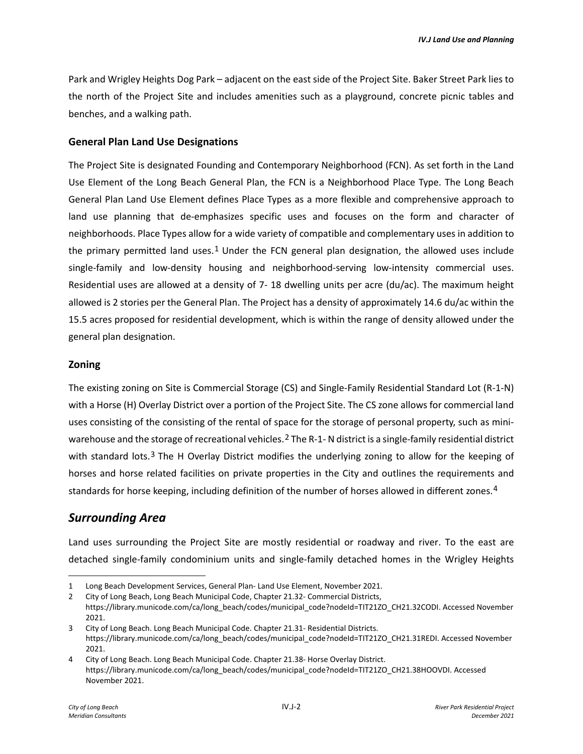Park and Wrigley Heights Dog Park – adjacent on the east side of the Project Site. Baker Street Park lies to the north of the Project Site and includes amenities such as a playground, concrete picnic tables and benches, and a walking path.

### General Plan Land Use Designations

The Project Site is designated Founding and Contemporary Neighborhood (FCN). As set forth in the Land Use Element of the Long Beach General Plan, the FCN is a Neighborhood Place Type. The Long Beach General Plan Land Use Element defines Place Types as a more flexible and comprehensive approach to land use planning that de-emphasizes specific uses and focuses on the form and character of neighborhoods. Place Types allow for a wide variety of compatible and complementary uses in addition to the primary permitted land uses.[1] Under the FCN general plan designation, the allowed uses include single-family and low-density housing and neighborhood-serving low-intensity commercial uses. Residential uses are allowed at a density of 7- 18 dwelling units per acre (du/ac). The maximum height allowed is 2 stories per the General Plan. The Project has a density of approximately 14.6 du/ac within the 15.5 acres proposed for residential development, which is within the range of density allowed under the general plan designation.

### Zoning

The existing zoning on Site is Commercial Storage (CS) and Single-Family Residential Standard Lot (R-1-N) with a Horse (H) Overlay District over a portion of the Project Site. The CS zone allows for commercial land uses consisting of the consisting of the rental of space for the storage of personal property, such as mini-warehouse and the storage of recreational vehicles.[2] The R-1- N district is a single-family residential district with standard lots.[3] The H Overlay District modifies the underlying zoning to allow for the keeping of horses and horse related facilities on private properties in the City and outlines the requirements and standards for horse keeping, including definition of the number of horses allowed in different zones.[4]

## *Surrounding Area*

Land uses surrounding the Project Site are mostly residential or roadway and river. To the east are detached single-family condominium units and single-family detached homes in the Wrigley Heights

---

1 Long Beach Development Services, General Plan- Land Use Element, November 2021.

2 City of Long Beach, Long Beach Municipal Code, Chapter 21.32- Commercial Districts, https://library.municode.com/ca/long_beach/codes/municipal_code?nodeId=TIT21ZO_CH21.32CODI. Accessed November 2021.

3 City of Long Beach. Long Beach Municipal Code. Chapter 21.31- Residential Districts. https://library.municode.com/ca/long_beach/codes/municipal_code?nodeId=TIT21ZO_CH21.31REDI. Accessed November 2021.

4 City of Long Beach. Long Beach Municipal Code. Chapter 21.38- Horse Overlay District. https://library.municode.com/ca/long_beach/codes/municipal_code?nodeId=TIT21ZO_CH21.38HOOVDI. Accessed November 2021.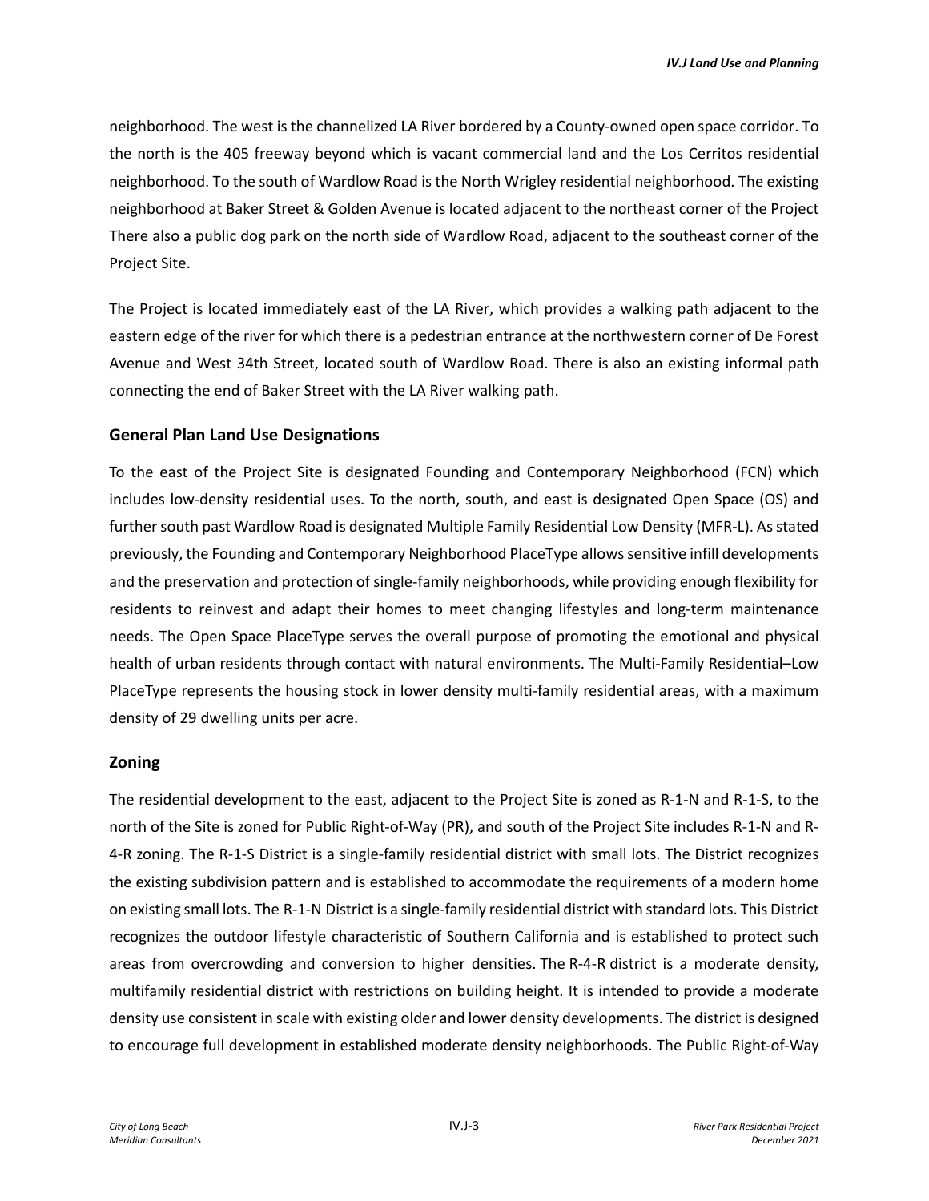neighborhood. The west is the channelized LA River bordered by a County-owned open space corridor. To the north is the 405 freeway beyond which is vacant commercial land and the Los Cerritos residential neighborhood. To the south of Wardlow Road is the North Wrigley residential neighborhood. The existing neighborhood at Baker Street & Golden Avenue is located adjacent to the northeast corner of the Project There also a public dog park on the north side of Wardlow Road, adjacent to the southeast corner of the Project Site.

The Project is located immediately east of the LA River, which provides a walking path adjacent to the eastern edge of the river for which there is a pedestrian entrance at the northwestern corner of De Forest Avenue and West 34th Street, located south of Wardlow Road. There is also an existing informal path connecting the end of Baker Street with the LA River walking path.

## General Plan Land Use Designations

To the east of the Project Site is designated Founding and Contemporary Neighborhood (FCN) which includes low-density residential uses. To the north, south, and east is designated Open Space (OS) and further south past Wardlow Road is designated Multiple Family Residential Low Density (MFR-L). As stated previously, the Founding and Contemporary Neighborhood PlaceType allows sensitive infill developments and the preservation and protection of single-family neighborhoods, while providing enough flexibility for residents to reinvest and adapt their homes to meet changing lifestyles and long-term maintenance needs. The Open Space PlaceType serves the overall purpose of promoting the emotional and physical health of urban residents through contact with natural environments. The Multi-Family Residential–Low PlaceType represents the housing stock in lower density multi-family residential areas, with a maximum density of 29 dwelling units per acre.

## Zoning

The residential development to the east, adjacent to the Project Site is zoned as R-1-N and R-1-S, to the north of the Site is zoned for Public Right-of-Way (PR), and south of the Project Site includes R-1-N and R-4-R zoning. The R-1-S District is a single-family residential district with small lots. The District recognizes the existing subdivision pattern and is established to accommodate the requirements of a modern home on existing small lots. The R-1-N District is a single-family residential district with standard lots. This District recognizes the outdoor lifestyle characteristic of Southern California and is established to protect such areas from overcrowding and conversion to higher densities. The R-4-R district is a moderate density, multifamily residential district with restrictions on building height. It is intended to provide a moderate density use consistent in scale with existing older and lower density developments. The district is designed to encourage full development in established moderate density neighborhoods. The Public Right-of-Way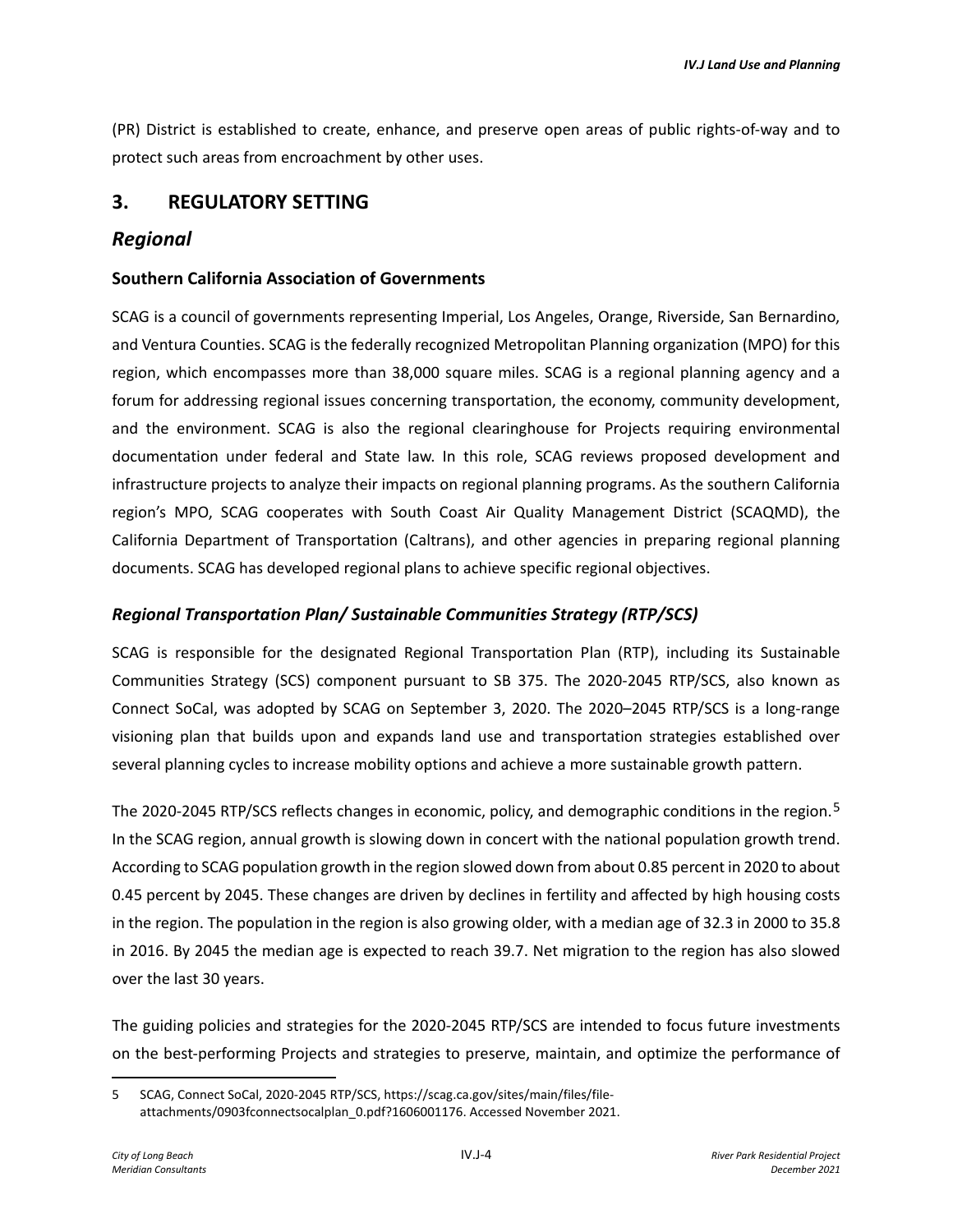(PR) District is established to create, enhance, and preserve open areas of public rights-of-way and to protect such areas from encroachment by other uses.

## 3. REGULATORY SETTING

### *Regional*

#### Southern California Association of Governments

SCAG is a council of governments representing Imperial, Los Angeles, Orange, Riverside, San Bernardino, and Ventura Counties. SCAG is the federally recognized Metropolitan Planning organization (MPO) for this region, which encompasses more than 38,000 square miles. SCAG is a regional planning agency and a forum for addressing regional issues concerning transportation, the economy, community development, and the environment. SCAG is also the regional clearinghouse for Projects requiring environmental documentation under federal and State law. In this role, SCAG reviews proposed development and infrastructure projects to analyze their impacts on regional planning programs. As the southern California region's MPO, SCAG cooperates with South Coast Air Quality Management District (SCAQMD), the California Department of Transportation (Caltrans), and other agencies in preparing regional planning documents. SCAG has developed regional plans to achieve specific regional objectives.

#### *Regional Transportation Plan/ Sustainable Communities Strategy (RTP/SCS)*

SCAG is responsible for the designated Regional Transportation Plan (RTP), including its Sustainable Communities Strategy (SCS) component pursuant to SB 375. The 2020-2045 RTP/SCS, also known as Connect SoCal, was adopted by SCAG on September 3, 2020. The 2020–2045 RTP/SCS is a long-range visioning plan that builds upon and expands land use and transportation strategies established over several planning cycles to increase mobility options and achieve a more sustainable growth pattern.

The 2020-2045 RTP/SCS reflects changes in economic, policy, and demographic conditions in the region.[5] In the SCAG region, annual growth is slowing down in concert with the national population growth trend. According to SCAG population growth in the region slowed down from about 0.85 percent in 2020 to about 0.45 percent by 2045. These changes are driven by declines in fertility and affected by high housing costs in the region. The population in the region is also growing older, with a median age of 32.3 in 2000 to 35.8 in 2016. By 2045 the median age is expected to reach 39.7. Net migration to the region has also slowed over the last 30 years.

The guiding policies and strategies for the 2020-2045 RTP/SCS are intended to focus future investments on the best-performing Projects and strategies to preserve, maintain, and optimize the performance of

---

5 SCAG, Connect SoCal, 2020-2045 RTP/SCS, https://scag.ca.gov/sites/main/files/file-attachments/0903fconnectsocalplan_0.pdf?1606001176. Accessed November 2021.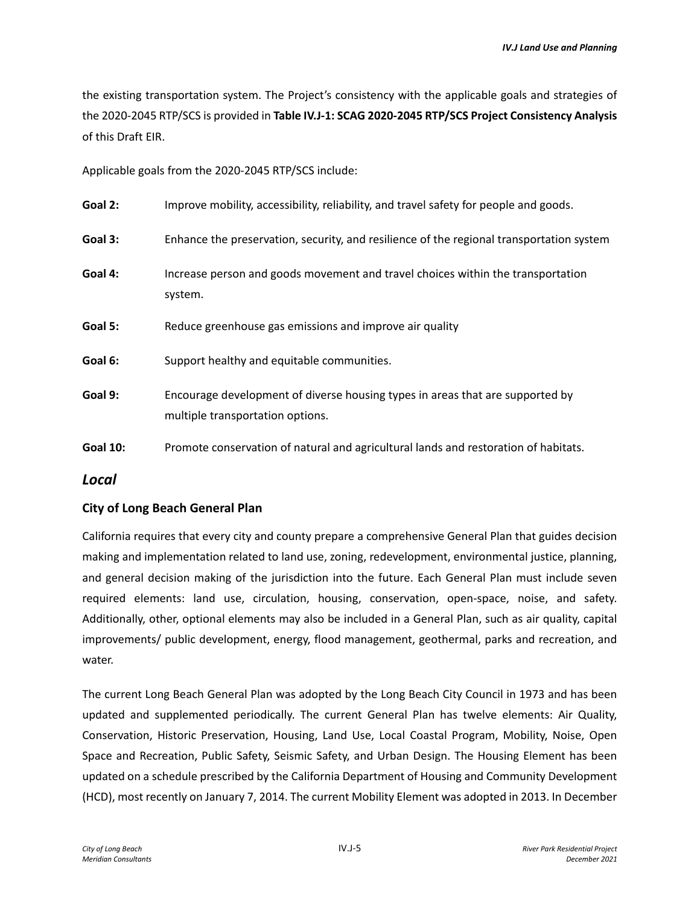the existing transportation system. The Project's consistency with the applicable goals and strategies of the 2020-2045 RTP/SCS is provided in **Table IV.J-1: SCAG 2020-2045 RTP/SCS Project Consistency Analysis** of this Draft EIR.

Applicable goals from the 2020-2045 RTP/SCS include:

**Goal 2:** Improve mobility, accessibility, reliability, and travel safety for people and goods.

**Goal 3:** Enhance the preservation, security, and resilience of the regional transportation system

**Goal 4:** Increase person and goods movement and travel choices within the transportation system.

**Goal 5:** Reduce greenhouse gas emissions and improve air quality

**Goal 6:** Support healthy and equitable communities.

**Goal 9:** Encourage development of diverse housing types in areas that are supported by multiple transportation options.

**Goal 10:** Promote conservation of natural and agricultural lands and restoration of habitats.

## *Local*

### City of Long Beach General Plan

California requires that every city and county prepare a comprehensive General Plan that guides decision making and implementation related to land use, zoning, redevelopment, environmental justice, planning, and general decision making of the jurisdiction into the future. Each General Plan must include seven required elements: land use, circulation, housing, conservation, open-space, noise, and safety. Additionally, other, optional elements may also be included in a General Plan, such as air quality, capital improvements/ public development, energy, flood management, geothermal, parks and recreation, and water.

The current Long Beach General Plan was adopted by the Long Beach City Council in 1973 and has been updated and supplemented periodically. The current General Plan has twelve elements: Air Quality, Conservation, Historic Preservation, Housing, Land Use, Local Coastal Program, Mobility, Noise, Open Space and Recreation, Public Safety, Seismic Safety, and Urban Design. The Housing Element has been updated on a schedule prescribed by the California Department of Housing and Community Development (HCD), most recently on January 7, 2014. The current Mobility Element was adopted in 2013. In December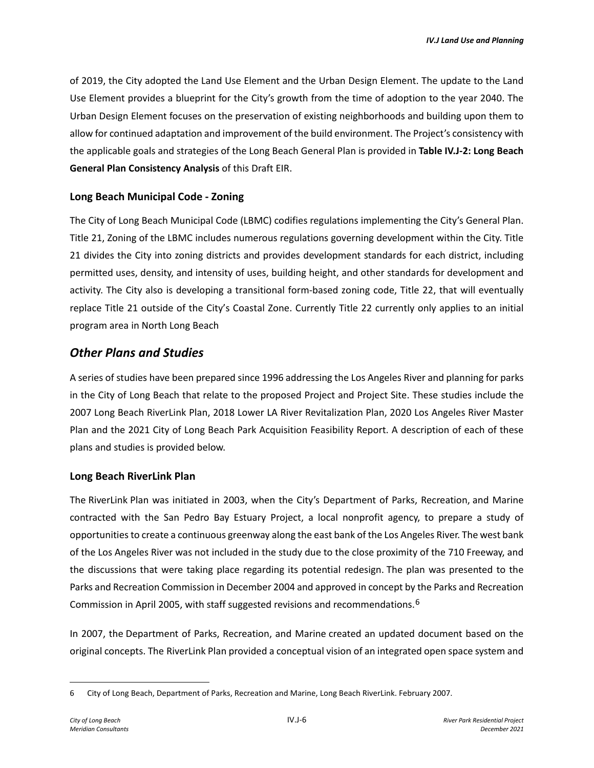of 2019, the City adopted the Land Use Element and the Urban Design Element. The update to the Land Use Element provides a blueprint for the City's growth from the time of adoption to the year 2040. The Urban Design Element focuses on the preservation of existing neighborhoods and building upon them to allow for continued adaptation and improvement of the build environment. The Project's consistency with the applicable goals and strategies of the Long Beach General Plan is provided in **Table IV.J-2: Long Beach General Plan Consistency Analysis** of this Draft EIR.

### Long Beach Municipal Code - Zoning

The City of Long Beach Municipal Code (LBMC) codifies regulations implementing the City's General Plan. Title 21, Zoning of the LBMC includes numerous regulations governing development within the City. Title 21 divides the City into zoning districts and provides development standards for each district, including permitted uses, density, and intensity of uses, building height, and other standards for development and activity. The City also is developing a transitional form-based zoning code, Title 22, that will eventually replace Title 21 outside of the City's Coastal Zone. Currently Title 22 currently only applies to an initial program area in North Long Beach

## *Other Plans and Studies*

A series of studies have been prepared since 1996 addressing the Los Angeles River and planning for parks in the City of Long Beach that relate to the proposed Project and Project Site. These studies include the 2007 Long Beach RiverLink Plan, 2018 Lower LA River Revitalization Plan, 2020 Los Angeles River Master Plan and the 2021 City of Long Beach Park Acquisition Feasibility Report. A description of each of these plans and studies is provided below.

### Long Beach RiverLink Plan

The RiverLink Plan was initiated in 2003, when the City's Department of Parks, Recreation, and Marine contracted with the San Pedro Bay Estuary Project, a local nonprofit agency, to prepare a study of opportunities to create a continuous greenway along the east bank of the Los Angeles River. The west bank of the Los Angeles River was not included in the study due to the close proximity of the 710 Freeway, and the discussions that were taking place regarding its potential redesign. The plan was presented to the Parks and Recreation Commission in December 2004 and approved in concept by the Parks and Recreation Commission in April 2005, with staff suggested revisions and recommendations.[6]

In 2007, the Department of Parks, Recreation, and Marine created an updated document based on the original concepts. The RiverLink Plan provided a conceptual vision of an integrated open space system and

6 City of Long Beach, Department of Parks, Recreation and Marine, Long Beach RiverLink. February 2007.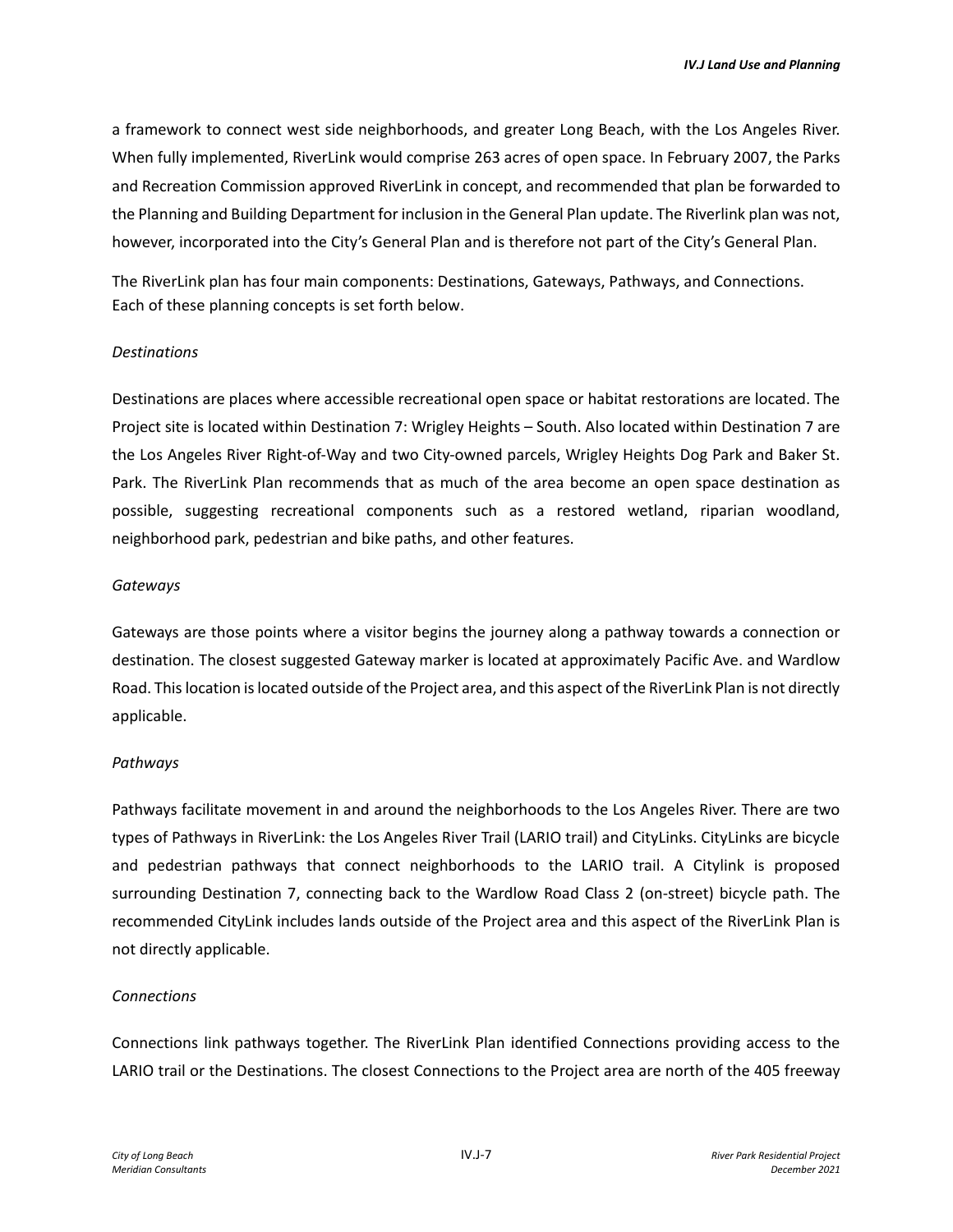a framework to connect west side neighborhoods, and greater Long Beach, with the Los Angeles River. When fully implemented, RiverLink would comprise 263 acres of open space. In February 2007, the Parks and Recreation Commission approved RiverLink in concept, and recommended that plan be forwarded to the Planning and Building Department for inclusion in the General Plan update. The Riverlink plan was not, however, incorporated into the City's General Plan and is therefore not part of the City's General Plan.

The RiverLink plan has four main components: Destinations, Gateways, Pathways, and Connections. Each of these planning concepts is set forth below.

*Destinations*

Destinations are places where accessible recreational open space or habitat restorations are located. The Project site is located within Destination 7: Wrigley Heights – South. Also located within Destination 7 are the Los Angeles River Right-of-Way and two City-owned parcels, Wrigley Heights Dog Park and Baker St. Park. The RiverLink Plan recommends that as much of the area become an open space destination as possible, suggesting recreational components such as a restored wetland, riparian woodland, neighborhood park, pedestrian and bike paths, and other features.

*Gateways*

Gateways are those points where a visitor begins the journey along a pathway towards a connection or destination. The closest suggested Gateway marker is located at approximately Pacific Ave. and Wardlow Road. This location is located outside of the Project area, and this aspect of the RiverLink Plan is not directly applicable.

*Pathways*

Pathways facilitate movement in and around the neighborhoods to the Los Angeles River. There are two types of Pathways in RiverLink: the Los Angeles River Trail (LARIO trail) and CityLinks. CityLinks are bicycle and pedestrian pathways that connect neighborhoods to the LARIO trail. A Citylink is proposed surrounding Destination 7, connecting back to the Wardlow Road Class 2 (on-street) bicycle path. The recommended CityLink includes lands outside of the Project area and this aspect of the RiverLink Plan is not directly applicable.

*Connections*

Connections link pathways together. The RiverLink Plan identified Connections providing access to the LARIO trail or the Destinations. The closest Connections to the Project area are north of the 405 freeway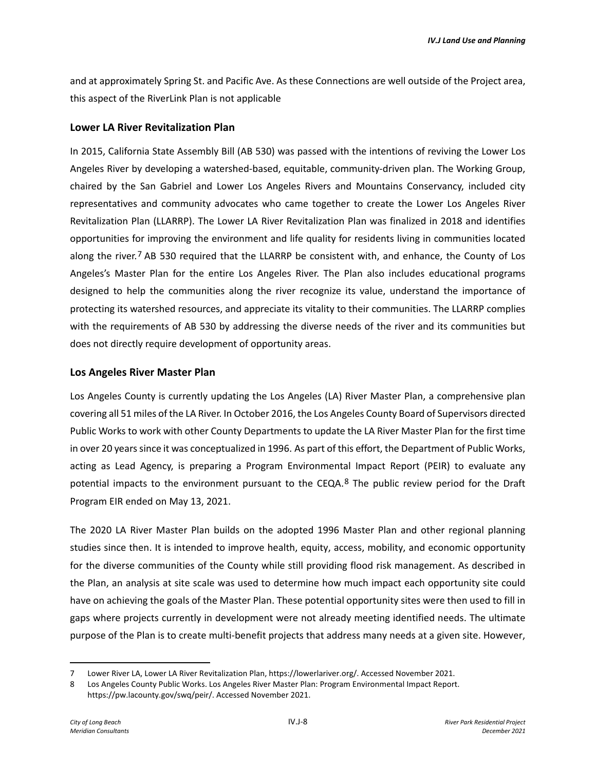and at approximately Spring St. and Pacific Ave. As these Connections are well outside of the Project area, this aspect of the RiverLink Plan is not applicable

### Lower LA River Revitalization Plan

In 2015, California State Assembly Bill (AB 530) was passed with the intentions of reviving the Lower Los Angeles River by developing a watershed-based, equitable, community-driven plan. The Working Group, chaired by the San Gabriel and Lower Los Angeles Rivers and Mountains Conservancy, included city representatives and community advocates who came together to create the Lower Los Angeles River Revitalization Plan (LLARRP). The Lower LA River Revitalization Plan was finalized in 2018 and identifies opportunities for improving the environment and life quality for residents living in communities located along the river.[7] AB 530 required that the LLARRP be consistent with, and enhance, the County of Los Angeles's Master Plan for the entire Los Angeles River. The Plan also includes educational programs designed to help the communities along the river recognize its value, understand the importance of protecting its watershed resources, and appreciate its vitality to their communities. The LLARRP complies with the requirements of AB 530 by addressing the diverse needs of the river and its communities but does not directly require development of opportunity areas.

### Los Angeles River Master Plan

Los Angeles County is currently updating the Los Angeles (LA) River Master Plan, a comprehensive plan covering all 51 miles of the LA River. In October 2016, the Los Angeles County Board of Supervisors directed Public Works to work with other County Departments to update the LA River Master Plan for the first time in over 20 years since it was conceptualized in 1996. As part of this effort, the Department of Public Works, acting as Lead Agency, is preparing a Program Environmental Impact Report (PEIR) to evaluate any potential impacts to the environment pursuant to the CEQA.[8] The public review period for the Draft Program EIR ended on May 13, 2021.

The 2020 LA River Master Plan builds on the adopted 1996 Master Plan and other regional planning studies since then. It is intended to improve health, equity, access, mobility, and economic opportunity for the diverse communities of the County while still providing flood risk management. As described in the Plan, an analysis at site scale was used to determine how much impact each opportunity site could have on achieving the goals of the Master Plan. These potential opportunity sites were then used to fill in gaps where projects currently in development were not already meeting identified needs. The ultimate purpose of the Plan is to create multi-benefit projects that address many needs at a given site. However,

---

7 Lower River LA, Lower LA River Revitalization Plan, https://lowerlariver.org/. Accessed November 2021.

8 Los Angeles County Public Works. Los Angeles River Master Plan: Program Environmental Impact Report. https://pw.lacounty.gov/swq/peir/. Accessed November 2021.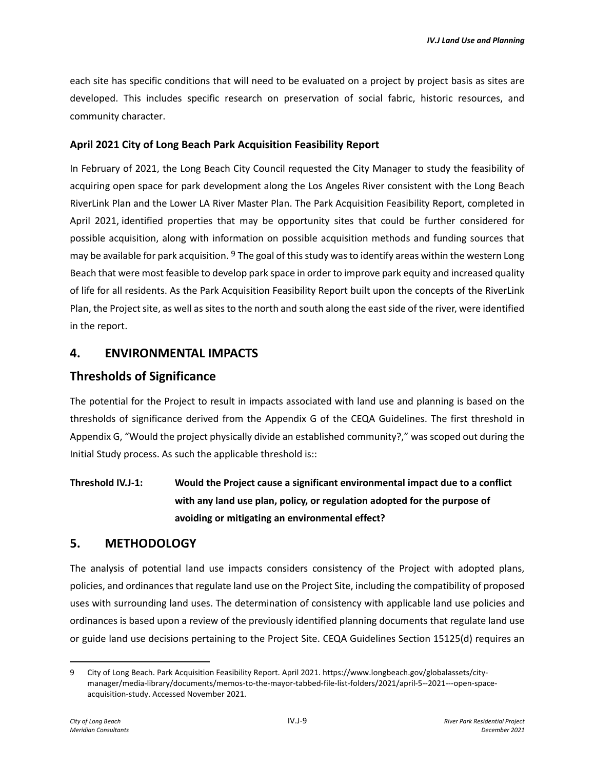each site has specific conditions that will need to be evaluated on a project by project basis as sites are developed. This includes specific research on preservation of social fabric, historic resources, and community character.

**April 2021 City of Long Beach Park Acquisition Feasibility Report**

In February of 2021, the Long Beach City Council requested the City Manager to study the feasibility of acquiring open space for park development along the Los Angeles River consistent with the Long Beach RiverLink Plan and the Lower LA River Master Plan. The Park Acquisition Feasibility Report, completed in April 2021, identified properties that may be opportunity sites that could be further considered for possible acquisition, along with information on possible acquisition methods and funding sources that may be available for park acquisition. [9] The goal of this study was to identify areas within the western Long Beach that were most feasible to develop park space in order to improve park equity and increased quality of life for all residents. As the Park Acquisition Feasibility Report built upon the concepts of the RiverLink Plan, the Project site, as well as sites to the north and south along the east side of the river, were identified in the report.

## 4. ENVIRONMENTAL IMPACTS

## Thresholds of Significance

The potential for the Project to result in impacts associated with land use and planning is based on the thresholds of significance derived from the Appendix G of the CEQA Guidelines. The first threshold in Appendix G, "Would the project physically divide an established community?," was scoped out during the Initial Study process. As such the applicable threshold is::

**Threshold IV.J-1: Would the Project cause a significant environmental impact due to a conflict with any land use plan, policy, or regulation adopted for the purpose of avoiding or mitigating an environmental effect?**

## 5. METHODOLOGY

The analysis of potential land use impacts considers consistency of the Project with adopted plans, policies, and ordinances that regulate land use on the Project Site, including the compatibility of proposed uses with surrounding land uses. The determination of consistency with applicable land use policies and ordinances is based upon a review of the previously identified planning documents that regulate land use or guide land use decisions pertaining to the Project Site. CEQA Guidelines Section 15125(d) requires an

9 City of Long Beach. Park Acquisition Feasibility Report. April 2021. https://www.longbeach.gov/globalassets/city-manager/media-library/documents/memos-to-the-mayor-tabbed-file-list-folders/2021/april-5--2021---open-space-acquisition-study. Accessed November 2021.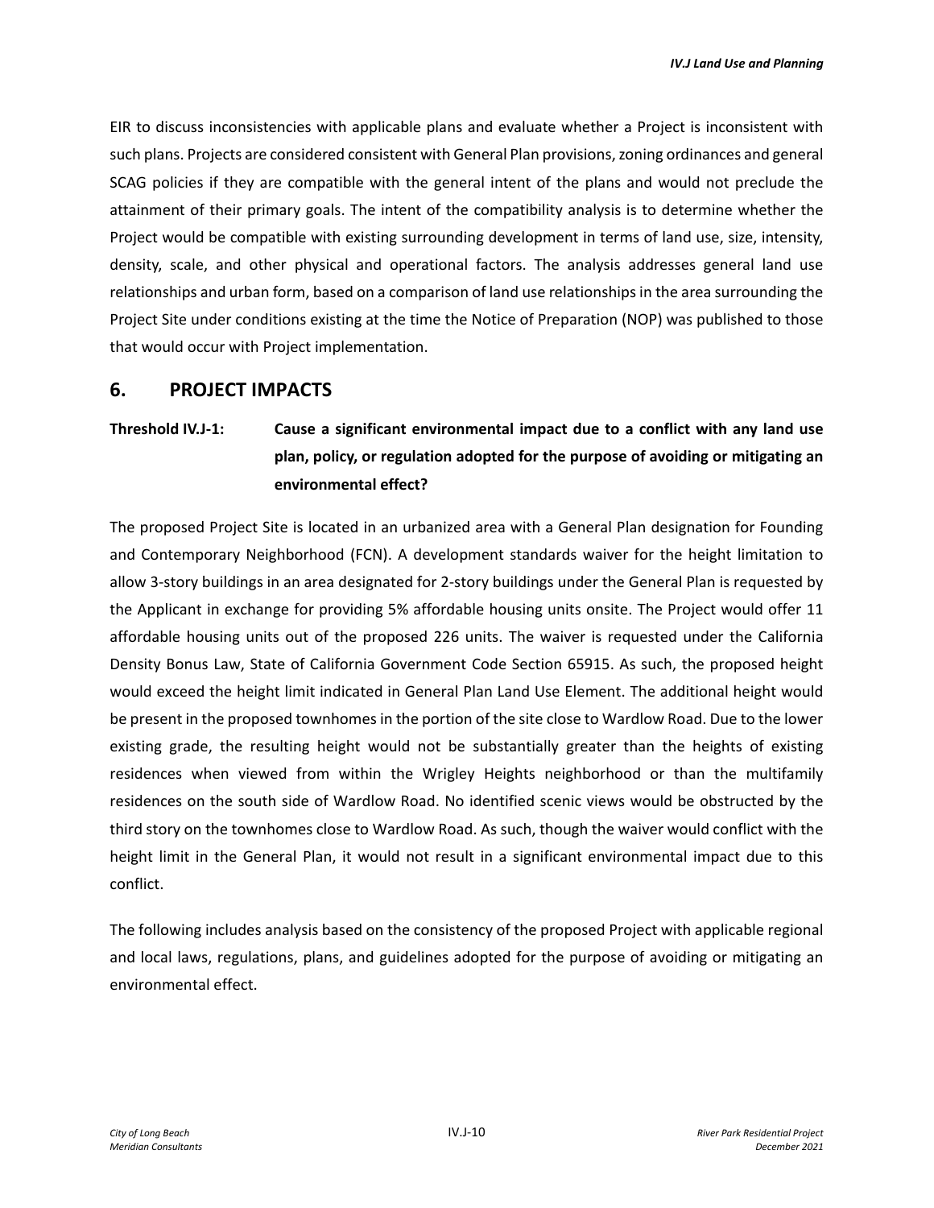EIR to discuss inconsistencies with applicable plans and evaluate whether a Project is inconsistent with such plans. Projects are considered consistent with General Plan provisions, zoning ordinances and general SCAG policies if they are compatible with the general intent of the plans and would not preclude the attainment of their primary goals. The intent of the compatibility analysis is to determine whether the Project would be compatible with existing surrounding development in terms of land use, size, intensity, density, scale, and other physical and operational factors. The analysis addresses general land use relationships and urban form, based on a comparison of land use relationships in the area surrounding the Project Site under conditions existing at the time the Notice of Preparation (NOP) was published to those that would occur with Project implementation.

## 6. PROJECT IMPACTS

**Threshold IV.J-1: Cause a significant environmental impact due to a conflict with any land use plan, policy, or regulation adopted for the purpose of avoiding or mitigating an environmental effect?**

The proposed Project Site is located in an urbanized area with a General Plan designation for Founding and Contemporary Neighborhood (FCN). A development standards waiver for the height limitation to allow 3-story buildings in an area designated for 2-story buildings under the General Plan is requested by the Applicant in exchange for providing 5% affordable housing units onsite. The Project would offer 11 affordable housing units out of the proposed 226 units. The waiver is requested under the California Density Bonus Law, State of California Government Code Section 65915. As such, the proposed height would exceed the height limit indicated in General Plan Land Use Element. The additional height would be present in the proposed townhomes in the portion of the site close to Wardlow Road. Due to the lower existing grade, the resulting height would not be substantially greater than the heights of existing residences when viewed from within the Wrigley Heights neighborhood or than the multifamily residences on the south side of Wardlow Road. No identified scenic views would be obstructed by the third story on the townhomes close to Wardlow Road. As such, though the waiver would conflict with the height limit in the General Plan, it would not result in a significant environmental impact due to this conflict.

The following includes analysis based on the consistency of the proposed Project with applicable regional and local laws, regulations, plans, and guidelines adopted for the purpose of avoiding or mitigating an environmental effect.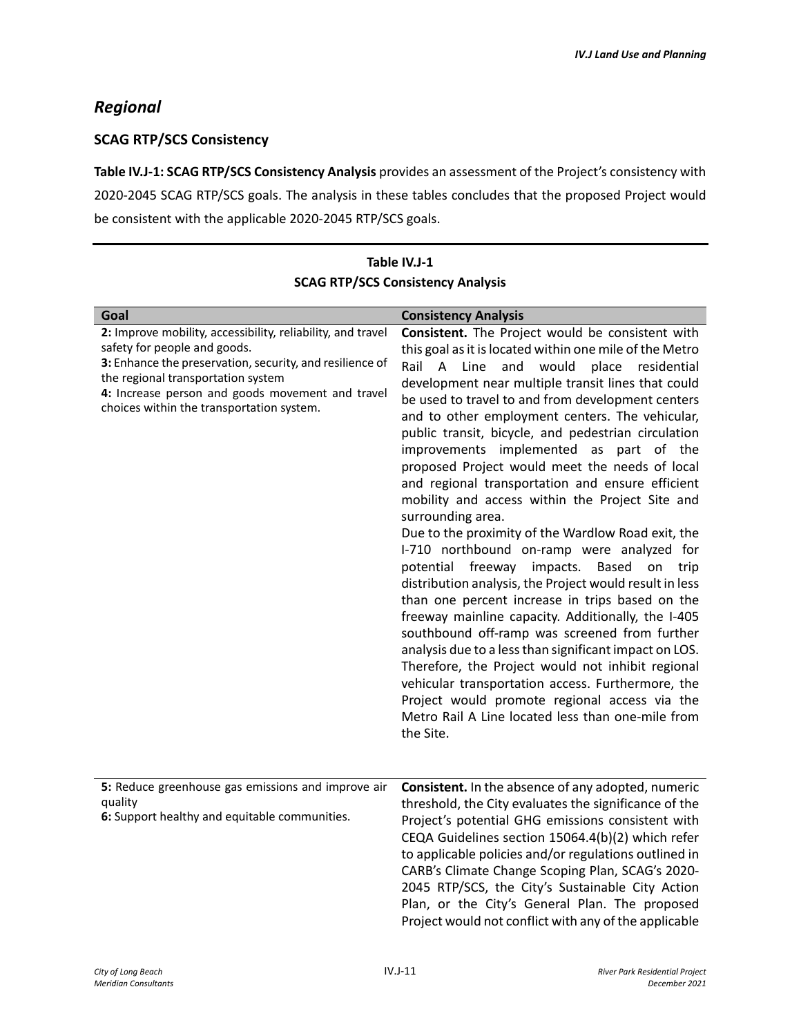## *Regional*

### SCAG RTP/SCS Consistency

**Table IV.J-1: SCAG RTP/SCS Consistency Analysis** provides an assessment of the Project's consistency with 2020-2045 SCAG RTP/SCS goals. The analysis in these tables concludes that the proposed Project would be consistent with the applicable 2020-2045 RTP/SCS goals.

**Table IV.J-1**
**SCAG RTP/SCS Consistency Analysis**

| Goal | Consistency Analysis |
|---|---|
| **2:** Improve mobility, accessibility, reliability, and travel safety for people and goods.<br>**3:** Enhance the preservation, security, and resilience of the regional transportation system<br>**4:** Increase person and goods movement and travel choices within the transportation system. | **Consistent.** The Project would be consistent with this goal as it is located within one mile of the Metro Rail A Line and would place residential development near multiple transit lines that could be used to travel to and from development centers and to other employment centers. The vehicular, public transit, bicycle, and pedestrian circulation improvements implemented as part of the proposed Project would meet the needs of local and regional transportation and ensure efficient mobility and access within the Project Site and surrounding area.<br>Due to the proximity of the Wardlow Road exit, the I-710 northbound on-ramp were analyzed for potential freeway impacts. Based on trip distribution analysis, the Project would result in less than one percent increase in trips based on the freeway mainline capacity. Additionally, the I-405 southbound off-ramp was screened from further analysis due to a less than significant impact on LOS. Therefore, the Project would not inhibit regional vehicular transportation access. Furthermore, the Project would promote regional access via the Metro Rail A Line located less than one-mile from the Site. |
| **5:** Reduce greenhouse gas emissions and improve air quality<br>**6:** Support healthy and equitable communities. | **Consistent.** In the absence of any adopted, numeric threshold, the City evaluates the significance of the Project's potential GHG emissions consistent with CEQA Guidelines section 15064.4(b)(2) which refer to applicable policies and/or regulations outlined in CARB's Climate Change Scoping Plan, SCAG's 2020-2045 RTP/SCS, the City's Sustainable City Action Plan, or the City's General Plan. The proposed Project would not conflict with any of the applicable |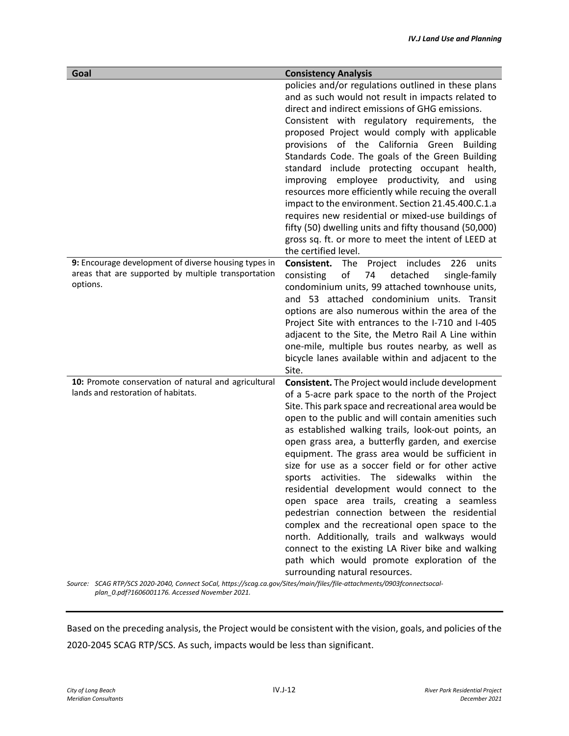| Goal | Consistency Analysis |
|---|---|
| | policies and/or regulations outlined in these plans and as such would not result in impacts related to direct and indirect emissions of GHG emissions. Consistent with regulatory requirements, the proposed Project would comply with applicable provisions of the California Green Building Standards Code. The goals of the Green Building standard include protecting occupant health, improving employee productivity, and using resources more efficiently while recuing the overall impact to the environment. Section 21.45.400.C.1.a requires new residential or mixed-use buildings of fifty (50) dwelling units and fifty thousand (50,000) gross sq. ft. or more to meet the intent of LEED at the certified level. |
| **9:** Encourage development of diverse housing types in areas that are supported by multiple transportation options. | **Consistent.** The Project includes 226 units consisting of 74 detached single-family condominium units, 99 attached townhouse units, and 53 attached condominium units. Transit options are also numerous within the area of the Project Site with entrances to the I-710 and I-405 adjacent to the Site, the Metro Rail A Line within one-mile, multiple bus routes nearby, as well as bicycle lanes available within and adjacent to the Site. |
| **10:** Promote conservation of natural and agricultural lands and restoration of habitats. | **Consistent.** The Project would include development of a 5-acre park space to the north of the Project Site. This park space and recreational area would be open to the public and will contain amenities such as established walking trails, look-out points, an open grass area, a butterfly garden, and exercise equipment. The grass area would be sufficient in size for use as a soccer field or for other active sports activities. The sidewalks within the residential development would connect to the open space area trails, creating a seamless pedestrian connection between the residential complex and the recreational open space to the north. Additionally, trails and walkways would connect to the existing LA River bike and walking path which would promote exploration of the surrounding natural resources. |

*Source: SCAG RTP/SCS 2020-2040, Connect SoCal, https://scag.ca.gov/Sites/main/files/file-attachments/0903fconnectsocal-plan_0.pdf?1606001176. Accessed November 2021.*

Based on the preceding analysis, the Project would be consistent with the vision, goals, and policies of the 2020-2045 SCAG RTP/SCS. As such, impacts would be less than significant.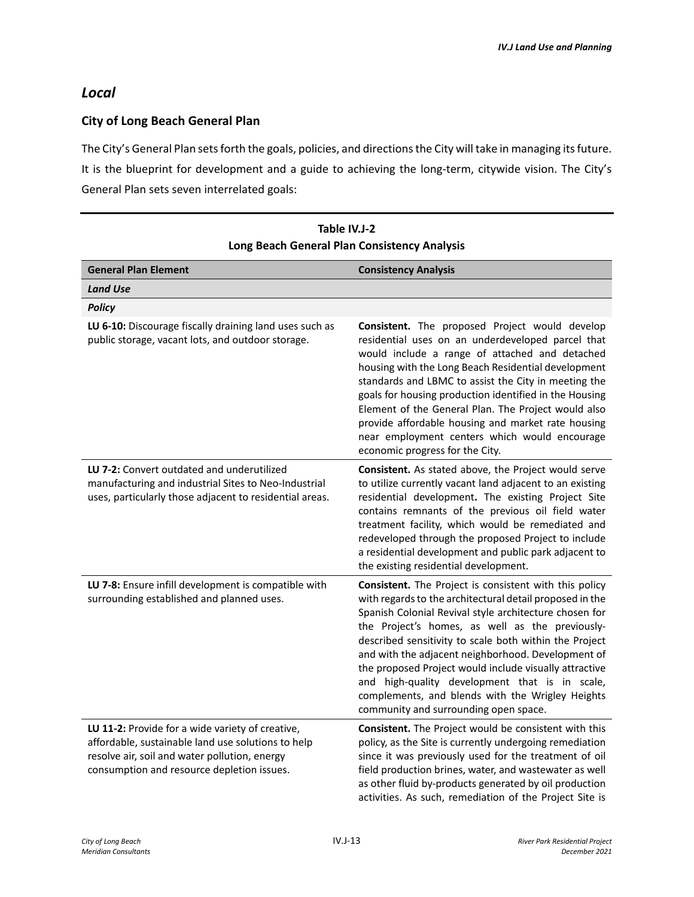## *Local*

### City of Long Beach General Plan

The City's General Plan sets forth the goals, policies, and directions the City will take in managing its future. It is the blueprint for development and a guide to achieving the long-term, citywide vision. The City's General Plan sets seven interrelated goals:

**Table IV.J-2**
**Long Beach General Plan Consistency Analysis**

| General Plan Element | Consistency Analysis |
|---|---|
| ***Land Use*** | |
| ***Policy*** | |
| **LU 6-10:** Discourage fiscally draining land uses such as public storage, vacant lots, and outdoor storage. | **Consistent.** The proposed Project would develop residential uses on an underdeveloped parcel that would include a range of attached and detached housing with the Long Beach Residential development standards and LBMC to assist the City in meeting the goals for housing production identified in the Housing Element of the General Plan. The Project would also provide affordable housing and market rate housing near employment centers which would encourage economic progress for the City. |
| **LU 7-2:** Convert outdated and underutilized manufacturing and industrial Sites to Neo-Industrial uses, particularly those adjacent to residential areas. | **Consistent.** As stated above, the Project would serve to utilize currently vacant land adjacent to an existing residential development**.** The existing Project Site contains remnants of the previous oil field water treatment facility, which would be remediated and redeveloped through the proposed Project to include a residential development and public park adjacent to the existing residential development. |
| **LU 7-8:** Ensure infill development is compatible with surrounding established and planned uses. | **Consistent.** The Project is consistent with this policy with regards to the architectural detail proposed in the Spanish Colonial Revival style architecture chosen for the Project's homes, as well as the previously-described sensitivity to scale both within the Project and with the adjacent neighborhood. Development of the proposed Project would include visually attractive and high-quality development that is in scale, complements, and blends with the Wrigley Heights community and surrounding open space. |
| **LU 11-2:** Provide for a wide variety of creative, affordable, sustainable land use solutions to help resolve air, soil and water pollution, energy consumption and resource depletion issues. | **Consistent.** The Project would be consistent with this policy, as the Site is currently undergoing remediation since it was previously used for the treatment of oil field production brines, water, and wastewater as well as other fluid by-products generated by oil production activities. As such, remediation of the Project Site is |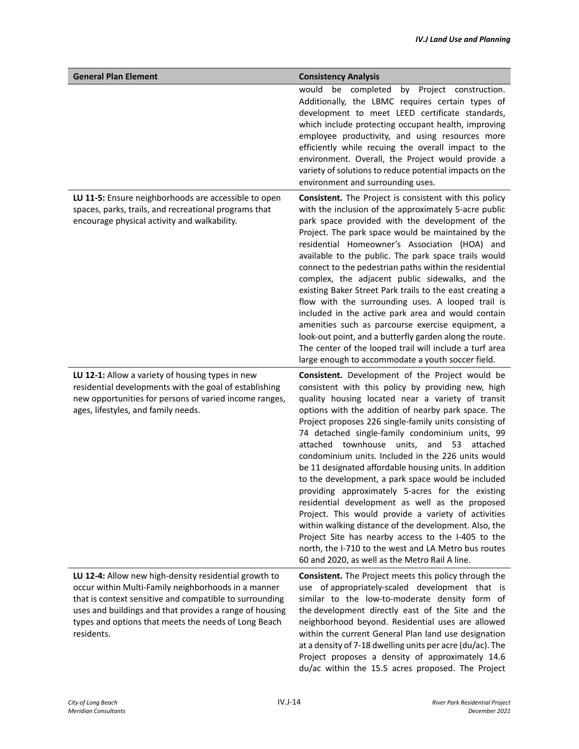| General Plan Element | Consistency Analysis |
| --- | --- |
| | would be completed by Project construction. Additionally, the LBMC requires certain types of development to meet LEED certificate standards, which include protecting occupant health, improving employee productivity, and using resources more efficiently while recuing the overall impact to the environment. Overall, the Project would provide a variety of solutions to reduce potential impacts on the environment and surrounding uses. |
| **LU 11-5:** Ensure neighborhoods are accessible to open spaces, parks, trails, and recreational programs that encourage physical activity and walkability. | **Consistent.** The Project is consistent with this policy with the inclusion of the approximately 5-acre public park space provided with the development of the Project. The park space would be maintained by the residential Homeowner's Association (HOA) and available to the public. The park space trails would connect to the pedestrian paths within the residential complex, the adjacent public sidewalks, and the existing Baker Street Park trails to the east creating a flow with the surrounding uses. A looped trail is included in the active park area and would contain amenities such as parcourse exercise equipment, a look-out point, and a butterfly garden along the route. The center of the looped trail will include a turf area large enough to accommodate a youth soccer field. |
| **LU 12-1:** Allow a variety of housing types in new residential developments with the goal of establishing new opportunities for persons of varied income ranges, ages, lifestyles, and family needs. | **Consistent.** Development of the Project would be consistent with this policy by providing new, high quality housing located near a variety of transit options with the addition of nearby park space. The Project proposes 226 single-family units consisting of 74 detached single-family condominium units, 99 attached townhouse units, and 53 attached condominium units. Included in the 226 units would be 11 designated affordable housing units. In addition to the development, a park space would be included providing approximately 5-acres for the existing residential development as well as the proposed Project. This would provide a variety of activities within walking distance of the development. Also, the Project Site has nearby access to the I-405 to the north, the I-710 to the west and LA Metro bus routes 60 and 2020, as well as the Metro Rail A line. |
| **LU 12-4:** Allow new high-density residential growth to occur within Multi-Family neighborhoods in a manner that is context sensitive and compatible to surrounding uses and buildings and that provides a range of housing types and options that meets the needs of Long Beach residents. | **Consistent.** The Project meets this policy through the use of appropriately-scaled development that is similar to the low-to-moderate density form of the development directly east of the Site and the neighborhood beyond. Residential uses are allowed within the current General Plan land use designation at a density of 7-18 dwelling units per acre (du/ac). The Project proposes a density of approximately 14.6 du/ac within the 15.5 acres proposed. The Project |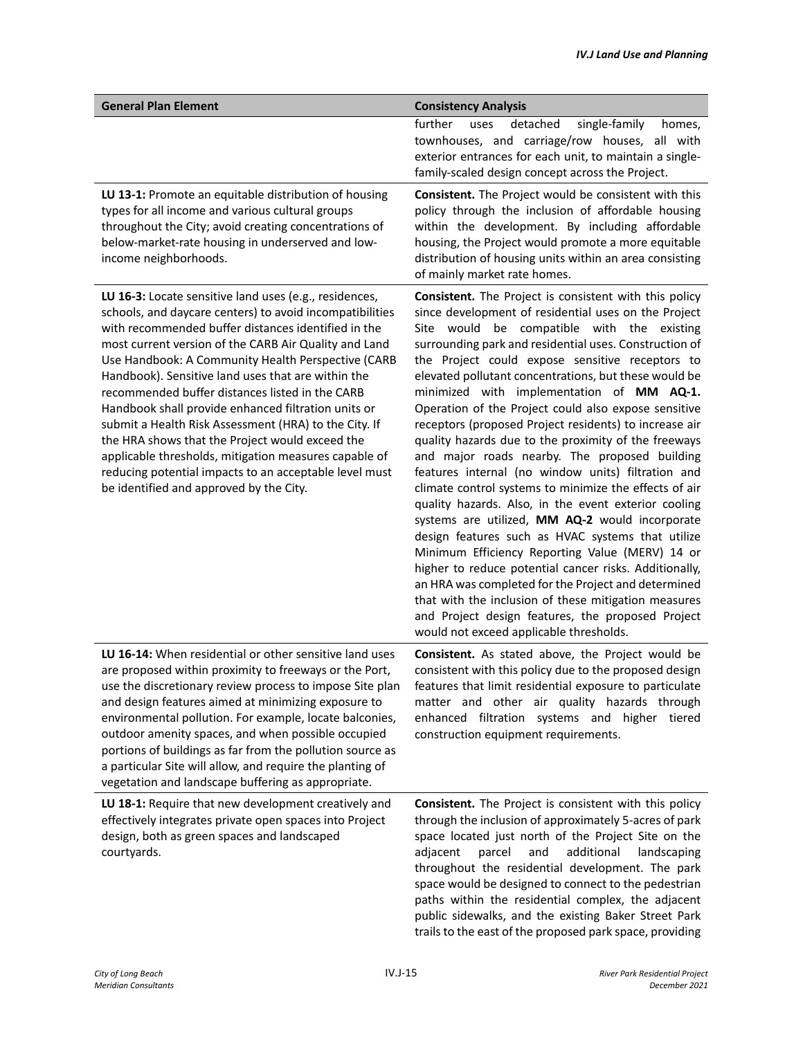| General Plan Element | Consistency Analysis |
|---|---|
| | further uses detached single-family homes, townhouses, and carriage/row houses, all with exterior entrances for each unit, to maintain a single-family-scaled design concept across the Project. |
| **LU 13-1:** Promote an equitable distribution of housing types for all income and various cultural groups throughout the City; avoid creating concentrations of below-market-rate housing in underserved and low-income neighborhoods. | **Consistent.** The Project would be consistent with this policy through the inclusion of affordable housing within the development. By including affordable housing, the Project would promote a more equitable distribution of housing units within an area consisting of mainly market rate homes. |
| **LU 16-3:** Locate sensitive land uses (e.g., residences, schools, and daycare centers) to avoid incompatibilities with recommended buffer distances identified in the most current version of the CARB Air Quality and Land Use Handbook: A Community Health Perspective (CARB Handbook). Sensitive land uses that are within the recommended buffer distances listed in the CARB Handbook shall provide enhanced filtration units or submit a Health Risk Assessment (HRA) to the City. If the HRA shows that the Project would exceed the applicable thresholds, mitigation measures capable of reducing potential impacts to an acceptable level must be identified and approved by the City. | **Consistent.** The Project is consistent with this policy since development of residential uses on the Project Site would be compatible with the existing surrounding park and residential uses. Construction of the Project could expose sensitive receptors to elevated pollutant concentrations, but these would be minimized with implementation of **MM AQ-1.** Operation of the Project could also expose sensitive receptors (proposed Project residents) to increase air quality hazards due to the proximity of the freeways and major roads nearby. The proposed building features internal (no window units) filtration and climate control systems to minimize the effects of air quality hazards. Also, in the event exterior cooling systems are utilized, **MM AQ-2** would incorporate design features such as HVAC systems that utilize Minimum Efficiency Reporting Value (MERV) 14 or higher to reduce potential cancer risks. Additionally, an HRA was completed for the Project and determined that with the inclusion of these mitigation measures and Project design features, the proposed Project would not exceed applicable thresholds. |
| **LU 16-14:** When residential or other sensitive land uses are proposed within proximity to freeways or the Port, use the discretionary review process to impose Site plan and design features aimed at minimizing exposure to environmental pollution. For example, locate balconies, outdoor amenity spaces, and when possible occupied portions of buildings as far from the pollution source as a particular Site will allow, and require the planting of vegetation and landscape buffering as appropriate. | **Consistent.** As stated above, the Project would be consistent with this policy due to the proposed design features that limit residential exposure to particulate matter and other air quality hazards through enhanced filtration systems and higher tiered construction equipment requirements. |
| **LU 18-1:** Require that new development creatively and effectively integrates private open spaces into Project design, both as green spaces and landscaped courtyards. | **Consistent.** The Project is consistent with this policy through the inclusion of approximately 5-acres of park space located just north of the Project Site on the adjacent parcel and additional landscaping throughout the residential development. The park space would be designed to connect to the pedestrian paths within the residential complex, the adjacent public sidewalks, and the existing Baker Street Park trails to the east of the proposed park space, providing |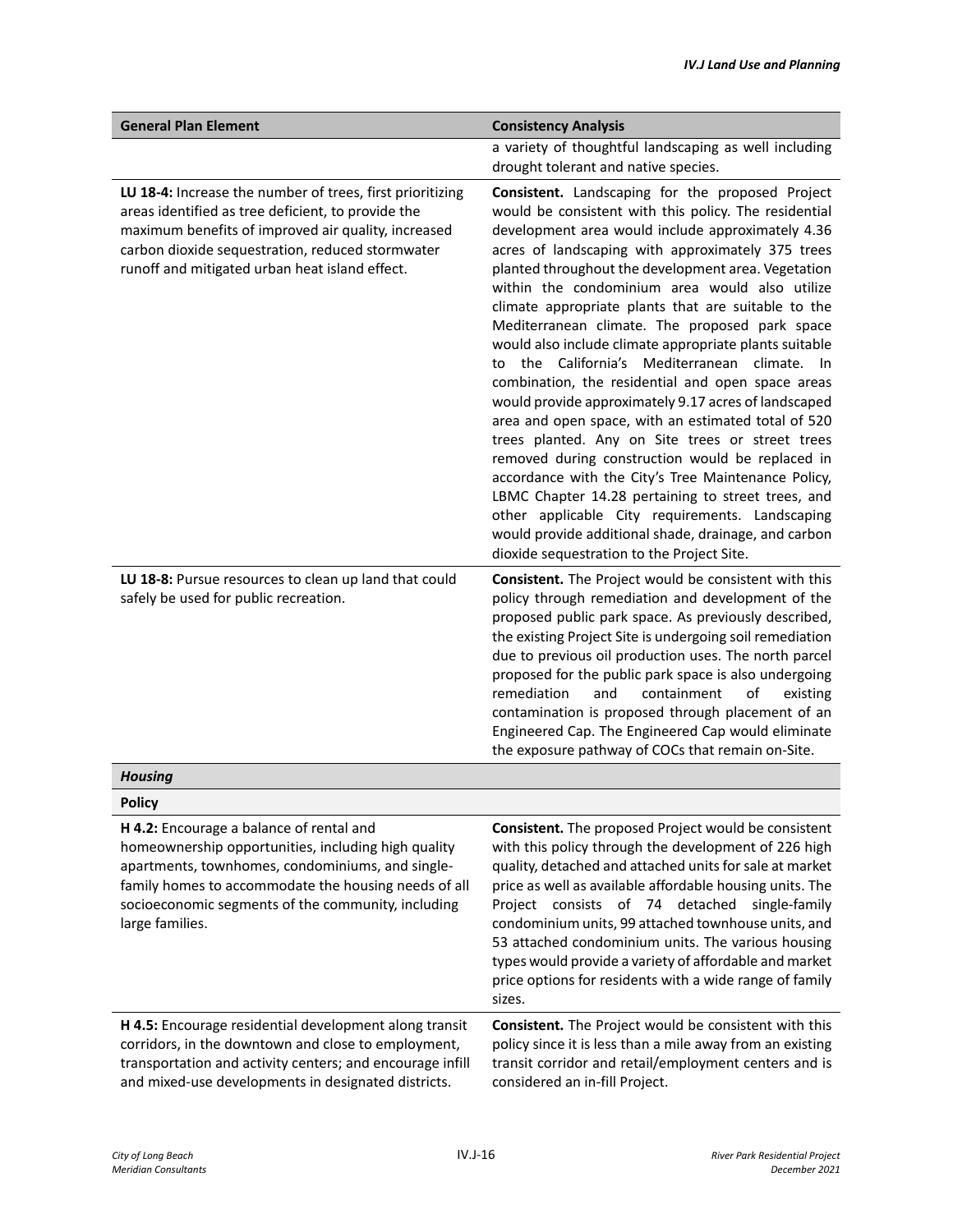| General Plan Element | Consistency Analysis |
|---|---|
| | a variety of thoughtful landscaping as well including drought tolerant and native species. |
| **LU 18-4:** Increase the number of trees, first prioritizing areas identified as tree deficient, to provide the maximum benefits of improved air quality, increased carbon dioxide sequestration, reduced stormwater runoff and mitigated urban heat island effect. | **Consistent.** Landscaping for the proposed Project would be consistent with this policy. The residential development area would include approximately 4.36 acres of landscaping with approximately 375 trees planted throughout the development area. Vegetation within the condominium area would also utilize climate appropriate plants that are suitable to the Mediterranean climate. The proposed park space would also include climate appropriate plants suitable to the California's Mediterranean climate. In combination, the residential and open space areas would provide approximately 9.17 acres of landscaped area and open space, with an estimated total of 520 trees planted. Any on Site trees or street trees removed during construction would be replaced in accordance with the City's Tree Maintenance Policy, LBMC Chapter 14.28 pertaining to street trees, and other applicable City requirements. Landscaping would provide additional shade, drainage, and carbon dioxide sequestration to the Project Site. |
| **LU 18-8:** Pursue resources to clean up land that could safely be used for public recreation. | **Consistent.** The Project would be consistent with this policy through remediation and development of the proposed public park space. As previously described, the existing Project Site is undergoing soil remediation due to previous oil production uses. The north parcel proposed for the public park space is also undergoing remediation and containment of existing contamination is proposed through placement of an Engineered Cap. The Engineered Cap would eliminate the exposure pathway of COCs that remain on-Site. |
| ***Housing*** | |
| **Policy** | |
| **H 4.2:** Encourage a balance of rental and homeownership opportunities, including high quality apartments, townhomes, condominiums, and single-family homes to accommodate the housing needs of all socioeconomic segments of the community, including large families. | **Consistent.** The proposed Project would be consistent with this policy through the development of 226 high quality, detached and attached units for sale at market price as well as available affordable housing units. The Project consists of 74 detached single-family condominium units, 99 attached townhouse units, and 53 attached condominium units. The various housing types would provide a variety of affordable and market price options for residents with a wide range of family sizes. |
| **H 4.5:** Encourage residential development along transit corridors, in the downtown and close to employment, transportation and activity centers; and encourage infill and mixed-use developments in designated districts. | **Consistent.** The Project would be consistent with this policy since it is less than a mile away from an existing transit corridor and retail/employment centers and is considered an in-fill Project. |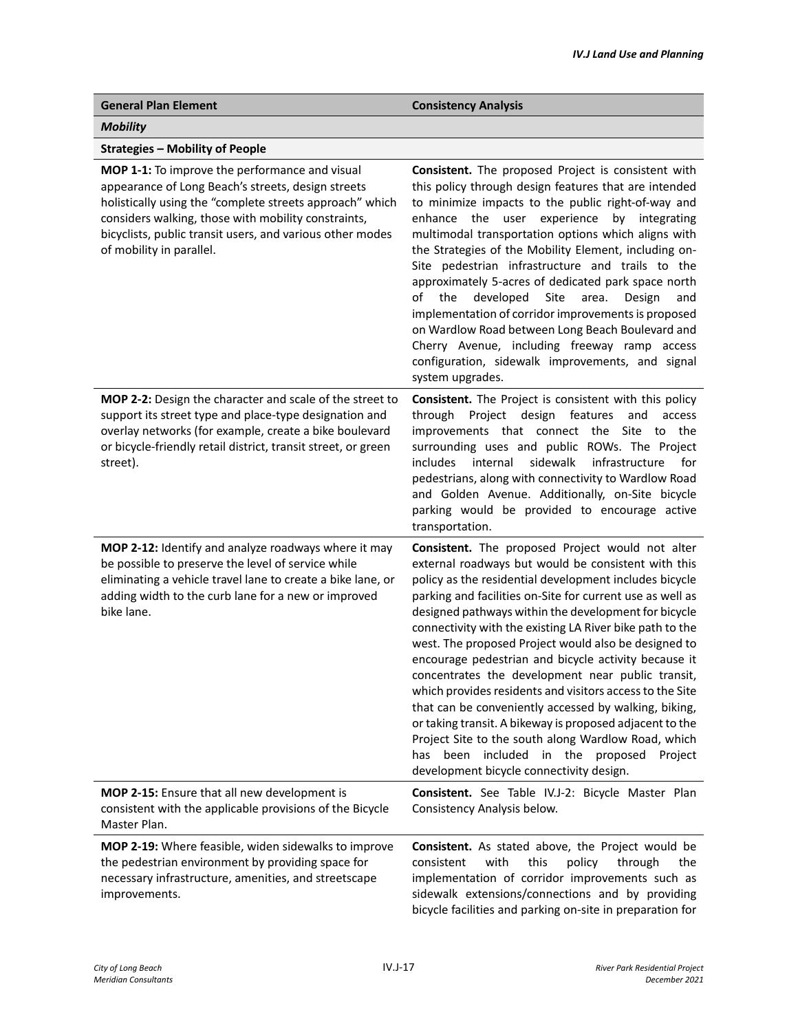| General Plan Element | Consistency Analysis |
|---|---|
| ***Mobility*** | |
| **Strategies – Mobility of People** | |
| **MOP 1-1:** To improve the performance and visual appearance of Long Beach's streets, design streets holistically using the "complete streets approach" which considers walking, those with mobility constraints, bicyclists, public transit users, and various other modes of mobility in parallel. | **Consistent.** The proposed Project is consistent with this policy through design features that are intended to minimize impacts to the public right-of-way and enhance the user experience by integrating multimodal transportation options which aligns with the Strategies of the Mobility Element, including on-Site pedestrian infrastructure and trails to the approximately 5-acres of dedicated park space north of the developed Site area. Design and implementation of corridor improvements is proposed on Wardlow Road between Long Beach Boulevard and Cherry Avenue, including freeway ramp access configuration, sidewalk improvements, and signal system upgrades. |
| **MOP 2-2:** Design the character and scale of the street to support its street type and place-type designation and overlay networks (for example, create a bike boulevard or bicycle-friendly retail district, transit street, or green street). | **Consistent.** The Project is consistent with this policy through Project design features and access improvements that connect the Site to the surrounding uses and public ROWs. The Project includes internal sidewalk infrastructure for pedestrians, along with connectivity to Wardlow Road and Golden Avenue. Additionally, on-Site bicycle parking would be provided to encourage active transportation. |
| **MOP 2-12:** Identify and analyze roadways where it may be possible to preserve the level of service while eliminating a vehicle travel lane to create a bike lane, or adding width to the curb lane for a new or improved bike lane. | **Consistent.** The proposed Project would not alter external roadways but would be consistent with this policy as the residential development includes bicycle parking and facilities on-Site for current use as well as designed pathways within the development for bicycle connectivity with the existing LA River bike path to the west. The proposed Project would also be designed to encourage pedestrian and bicycle activity because it concentrates the development near public transit, which provides residents and visitors access to the Site that can be conveniently accessed by walking, biking, or taking transit. A bikeway is proposed adjacent to the Project Site to the south along Wardlow Road, which has been included in the proposed Project development bicycle connectivity design. |
| **MOP 2-15:** Ensure that all new development is consistent with the applicable provisions of the Bicycle Master Plan. | **Consistent.** See Table IV.J-2: Bicycle Master Plan Consistency Analysis below. |
| **MOP 2-19:** Where feasible, widen sidewalks to improve the pedestrian environment by providing space for necessary infrastructure, amenities, and streetscape improvements. | **Consistent.** As stated above, the Project would be consistent with this policy through the implementation of corridor improvements such as sidewalk extensions/connections and by providing bicycle facilities and parking on-site in preparation for |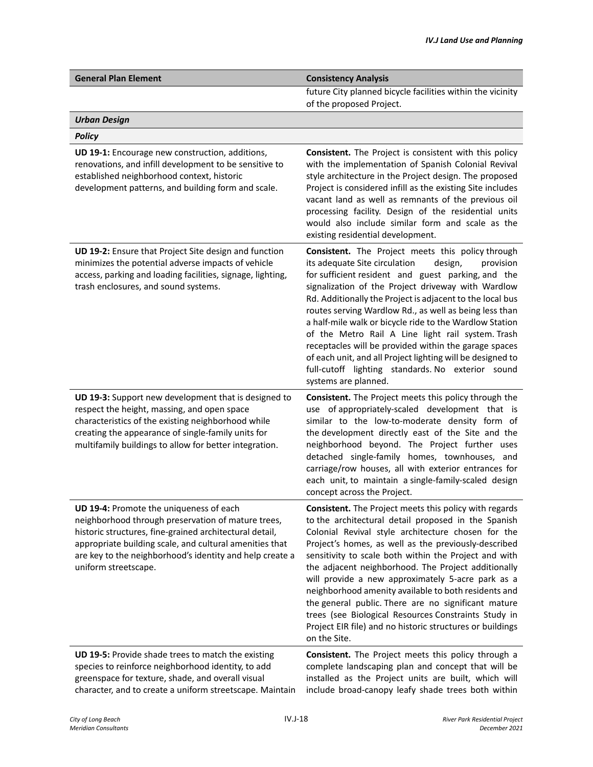| General Plan Element | Consistency Analysis |
|---|---|
| | future City planned bicycle facilities within the vicinity of the proposed Project. |
| ***Urban Design*** | |
| ***Policy*** | |
| **UD 19-1:** Encourage new construction, additions, renovations, and infill development to be sensitive to established neighborhood context, historic development patterns, and building form and scale. | **Consistent.** The Project is consistent with this policy with the implementation of Spanish Colonial Revival style architecture in the Project design. The proposed Project is considered infill as the existing Site includes vacant land as well as remnants of the previous oil processing facility. Design of the residential units would also include similar form and scale as the existing residential development. |
| **UD 19-2:** Ensure that Project Site design and function minimizes the potential adverse impacts of vehicle access, parking and loading facilities, signage, lighting, trash enclosures, and sound systems. | **Consistent.** The Project meets this policy through its adequate Site circulation design, provision for sufficient resident and guest parking, and the signalization of the Project driveway with Wardlow Rd. Additionally the Project is adjacent to the local bus routes serving Wardlow Rd., as well as being less than a half-mile walk or bicycle ride to the Wardlow Station of the Metro Rail A Line light rail system. Trash receptacles will be provided within the garage spaces of each unit, and all Project lighting will be designed to full-cutoff lighting standards. No exterior sound systems are planned. |
| **UD 19-3:** Support new development that is designed to respect the height, massing, and open space characteristics of the existing neighborhood while creating the appearance of single-family units for multifamily buildings to allow for better integration. | **Consistent.** The Project meets this policy through the use of appropriately-scaled development that is similar to the low-to-moderate density form of the development directly east of the Site and the neighborhood beyond. The Project further uses detached single-family homes, townhouses, and carriage/row houses, all with exterior entrances for each unit, to maintain a single-family-scaled design concept across the Project. |
| **UD 19-4:** Promote the uniqueness of each neighborhood through preservation of mature trees, historic structures, fine-grained architectural detail, appropriate building scale, and cultural amenities that are key to the neighborhood's identity and help create a uniform streetscape. | **Consistent.** The Project meets this policy with regards to the architectural detail proposed in the Spanish Colonial Revival style architecture chosen for the Project's homes, as well as the previously-described sensitivity to scale both within the Project and with the adjacent neighborhood. The Project additionally will provide a new approximately 5-acre park as a neighborhood amenity available to both residents and the general public. There are no significant mature trees (see Biological Resources Constraints Study in Project EIR file) and no historic structures or buildings on the Site. |
| **UD 19-5:** Provide shade trees to match the existing species to reinforce neighborhood identity, to add greenspace for texture, shade, and overall visual character, and to create a uniform streetscape. Maintain | **Consistent.** The Project meets this policy through a complete landscaping plan and concept that will be installed as the Project units are built, which will include broad-canopy leafy shade trees both within |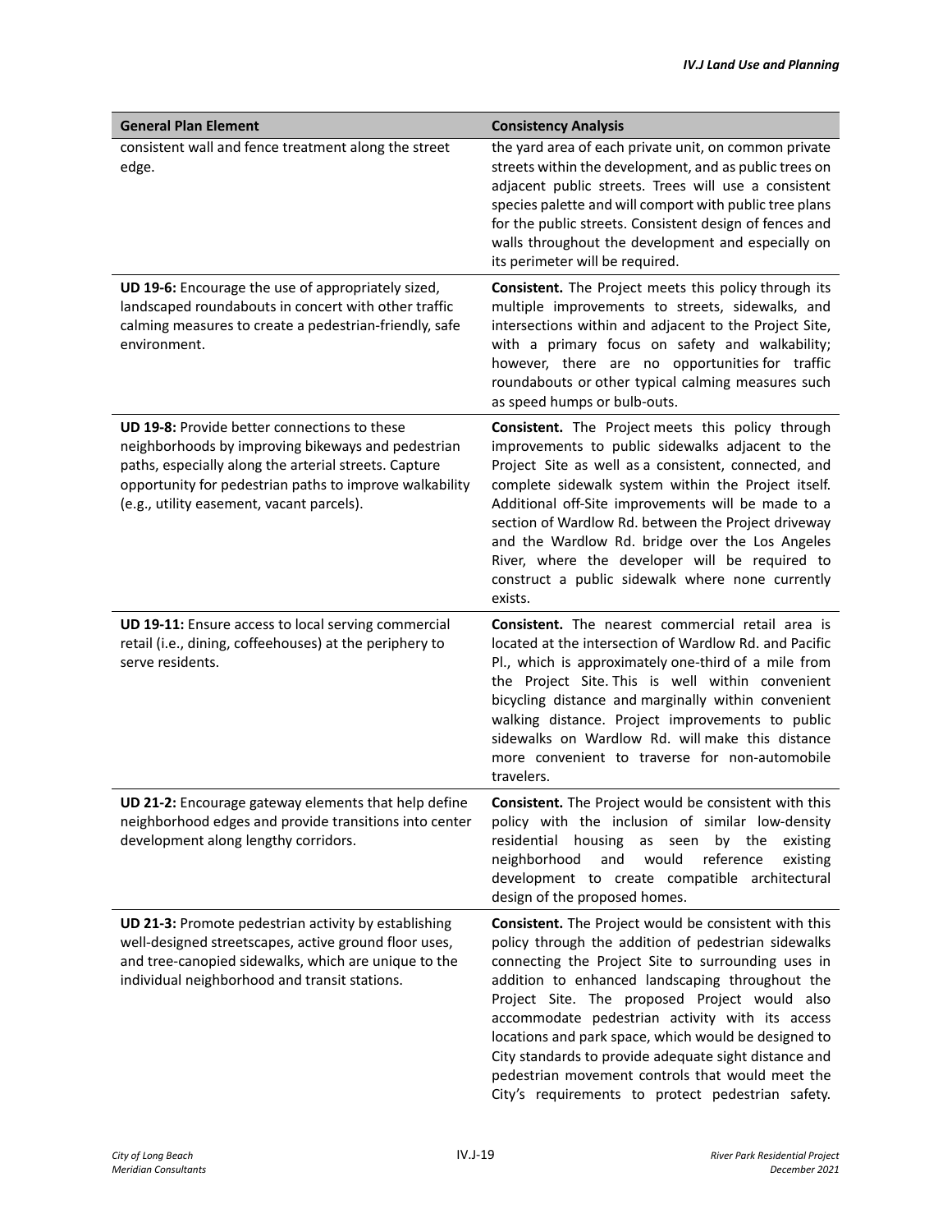| General Plan Element | Consistency Analysis |
|---|---|
| consistent wall and fence treatment along the street edge. | the yard area of each private unit, on common private streets within the development, and as public trees on adjacent public streets. Trees will use a consistent species palette and will comport with public tree plans for the public streets. Consistent design of fences and walls throughout the development and especially on its perimeter will be required. |
| **UD 19-6:** Encourage the use of appropriately sized, landscaped roundabouts in concert with other traffic calming measures to create a pedestrian-friendly, safe environment. | **Consistent.** The Project meets this policy through its multiple improvements to streets, sidewalks, and intersections within and adjacent to the Project Site, with a primary focus on safety and walkability; however, there are no opportunities for traffic roundabouts or other typical calming measures such as speed humps or bulb-outs. |
| **UD 19-8:** Provide better connections to these neighborhoods by improving bikeways and pedestrian paths, especially along the arterial streets. Capture opportunity for pedestrian paths to improve walkability (e.g., utility easement, vacant parcels). | **Consistent.** The Project meets this policy through improvements to public sidewalks adjacent to the Project Site as well as a consistent, connected, and complete sidewalk system within the Project itself. Additional off-Site improvements will be made to a section of Wardlow Rd. between the Project driveway and the Wardlow Rd. bridge over the Los Angeles River, where the developer will be required to construct a public sidewalk where none currently exists. |
| **UD 19-11:** Ensure access to local serving commercial retail (i.e., dining, coffeehouses) at the periphery to serve residents. | **Consistent.** The nearest commercial retail area is located at the intersection of Wardlow Rd. and Pacific Pl., which is approximately one-third of a mile from the Project Site. This is well within convenient bicycling distance and marginally within convenient walking distance. Project improvements to public sidewalks on Wardlow Rd. will make this distance more convenient to traverse for non-automobile travelers. |
| **UD 21-2:** Encourage gateway elements that help define neighborhood edges and provide transitions into center development along lengthy corridors. | **Consistent.** The Project would be consistent with this policy with the inclusion of similar low-density residential housing as seen by the existing neighborhood and would reference existing development to create compatible architectural design of the proposed homes. |
| **UD 21-3:** Promote pedestrian activity by establishing well-designed streetscapes, active ground floor uses, and tree-canopied sidewalks, which are unique to the individual neighborhood and transit stations. | **Consistent.** The Project would be consistent with this policy through the addition of pedestrian sidewalks connecting the Project Site to surrounding uses in addition to enhanced landscaping throughout the Project Site. The proposed Project would also accommodate pedestrian activity with its access locations and park space, which would be designed to City standards to provide adequate sight distance and pedestrian movement controls that would meet the City's requirements to protect pedestrian safety. |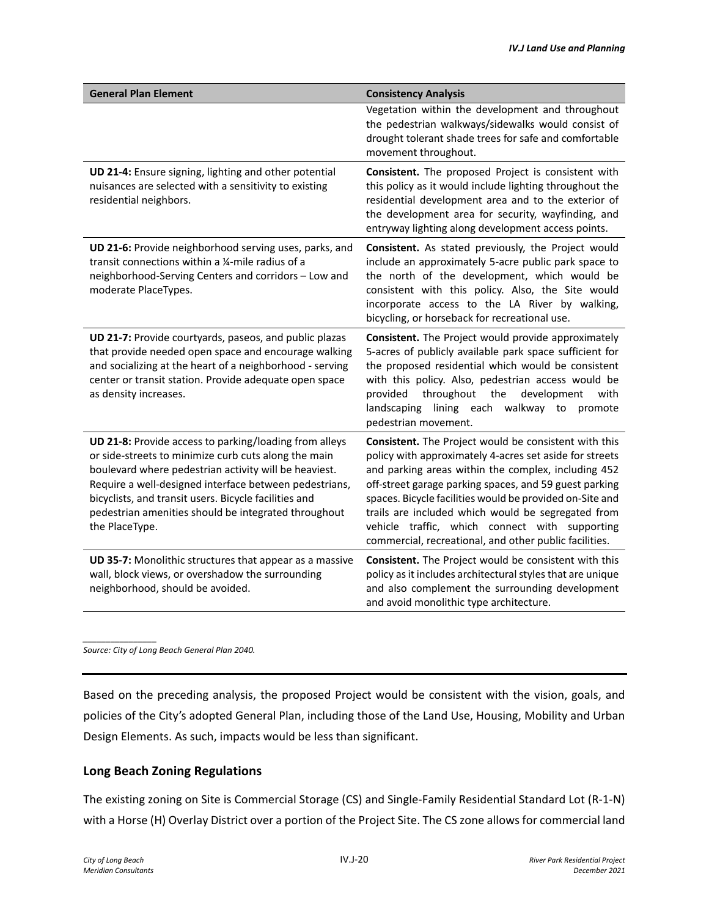| General Plan Element | Consistency Analysis |
|---|---|
| | Vegetation within the development and throughout the pedestrian walkways/sidewalks would consist of drought tolerant shade trees for safe and comfortable movement throughout. |
| **UD 21-4:** Ensure signing, lighting and other potential nuisances are selected with a sensitivity to existing residential neighbors. | **Consistent.** The proposed Project is consistent with this policy as it would include lighting throughout the residential development area and to the exterior of the development area for security, wayfinding, and entryway lighting along development access points. |
| **UD 21-6:** Provide neighborhood serving uses, parks, and transit connections within a ¼-mile radius of a neighborhood-Serving Centers and corridors – Low and moderate PlaceTypes. | **Consistent.** As stated previously, the Project would include an approximately 5-acre public park space to the north of the development, which would be consistent with this policy. Also, the Site would incorporate access to the LA River by walking, bicycling, or horseback for recreational use. |
| **UD 21-7:** Provide courtyards, paseos, and public plazas that provide needed open space and encourage walking and socializing at the heart of a neighborhood - serving center or transit station. Provide adequate open space as density increases. | **Consistent.** The Project would provide approximately 5-acres of publicly available park space sufficient for the proposed residential which would be consistent with this policy. Also, pedestrian access would be provided throughout the development with landscaping lining each walkway to promote pedestrian movement. |
| **UD 21-8:** Provide access to parking/loading from alleys or side-streets to minimize curb cuts along the main boulevard where pedestrian activity will be heaviest. Require a well-designed interface between pedestrians, bicyclists, and transit users. Bicycle facilities and pedestrian amenities should be integrated throughout the PlaceType. | **Consistent.** The Project would be consistent with this policy with approximately 4-acres set aside for streets and parking areas within the complex, including 452 off-street garage parking spaces, and 59 guest parking spaces. Bicycle facilities would be provided on-Site and trails are included which would be segregated from vehicle traffic, which connect with supporting commercial, recreational, and other public facilities. |
| **UD 35-7:** Monolithic structures that appear as a massive wall, block views, or overshadow the surrounding neighborhood, should be avoided. | **Consistent.** The Project would be consistent with this policy as it includes architectural styles that are unique and also complement the surrounding development and avoid monolithic type architecture. |

*Source: City of Long Beach General Plan 2040.*

Based on the preceding analysis, the proposed Project would be consistent with the vision, goals, and policies of the City's adopted General Plan, including those of the Land Use, Housing, Mobility and Urban Design Elements. As such, impacts would be less than significant.

## Long Beach Zoning Regulations

The existing zoning on Site is Commercial Storage (CS) and Single-Family Residential Standard Lot (R-1-N) with a Horse (H) Overlay District over a portion of the Project Site. The CS zone allows for commercial land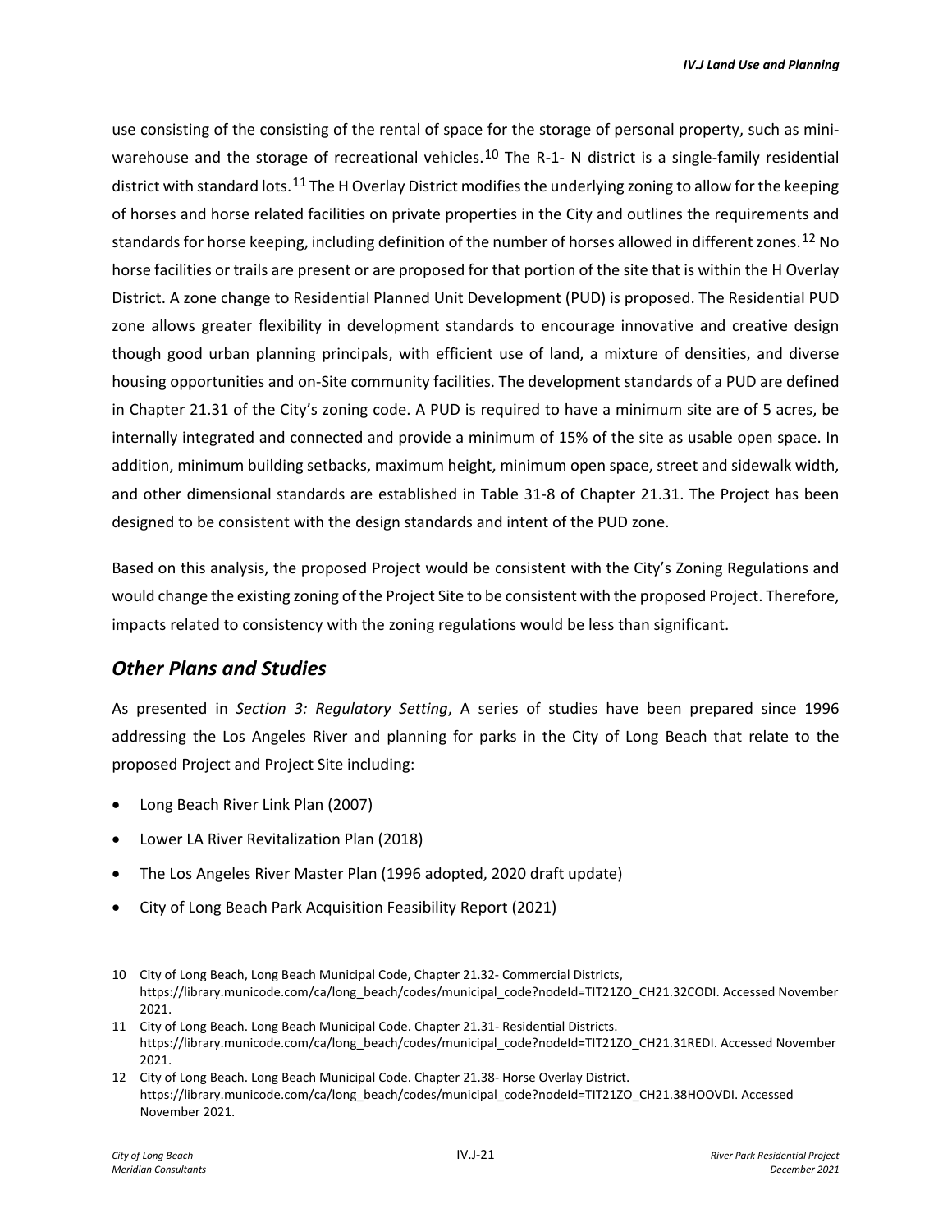use consisting of the consisting of the rental of space for the storage of personal property, such as mini-warehouse and the storage of recreational vehicles.[10] The R-1- N district is a single-family residential district with standard lots.[11] The H Overlay District modifies the underlying zoning to allow for the keeping of horses and horse related facilities on private properties in the City and outlines the requirements and standards for horse keeping, including definition of the number of horses allowed in different zones.[12] No horse facilities or trails are present or are proposed for that portion of the site that is within the H Overlay District. A zone change to Residential Planned Unit Development (PUD) is proposed. The Residential PUD zone allows greater flexibility in development standards to encourage innovative and creative design though good urban planning principals, with efficient use of land, a mixture of densities, and diverse housing opportunities and on-Site community facilities. The development standards of a PUD are defined in Chapter 21.31 of the City's zoning code. A PUD is required to have a minimum site are of 5 acres, be internally integrated and connected and provide a minimum of 15% of the site as usable open space. In addition, minimum building setbacks, maximum height, minimum open space, street and sidewalk width, and other dimensional standards are established in Table 31-8 of Chapter 21.31. The Project has been designed to be consistent with the design standards and intent of the PUD zone.

Based on this analysis, the proposed Project would be consistent with the City's Zoning Regulations and would change the existing zoning of the Project Site to be consistent with the proposed Project. Therefore, impacts related to consistency with the zoning regulations would be less than significant.

## *Other Plans and Studies*

As presented in *Section 3: Regulatory Setting*, A series of studies have been prepared since 1996 addressing the Los Angeles River and planning for parks in the City of Long Beach that relate to the proposed Project and Project Site including:

- Long Beach River Link Plan (2007)
- Lower LA River Revitalization Plan (2018)
- The Los Angeles River Master Plan (1996 adopted, 2020 draft update)
- City of Long Beach Park Acquisition Feasibility Report (2021)

---

10 City of Long Beach, Long Beach Municipal Code, Chapter 21.32- Commercial Districts, https://library.municode.com/ca/long_beach/codes/municipal_code?nodeId=TIT21ZO_CH21.32CODI. Accessed November 2021.

11 City of Long Beach. Long Beach Municipal Code. Chapter 21.31- Residential Districts. https://library.municode.com/ca/long_beach/codes/municipal_code?nodeId=TIT21ZO_CH21.31REDI. Accessed November 2021.

12 City of Long Beach. Long Beach Municipal Code. Chapter 21.38- Horse Overlay District. https://library.municode.com/ca/long_beach/codes/municipal_code?nodeId=TIT21ZO_CH21.38HOOVDI. Accessed November 2021.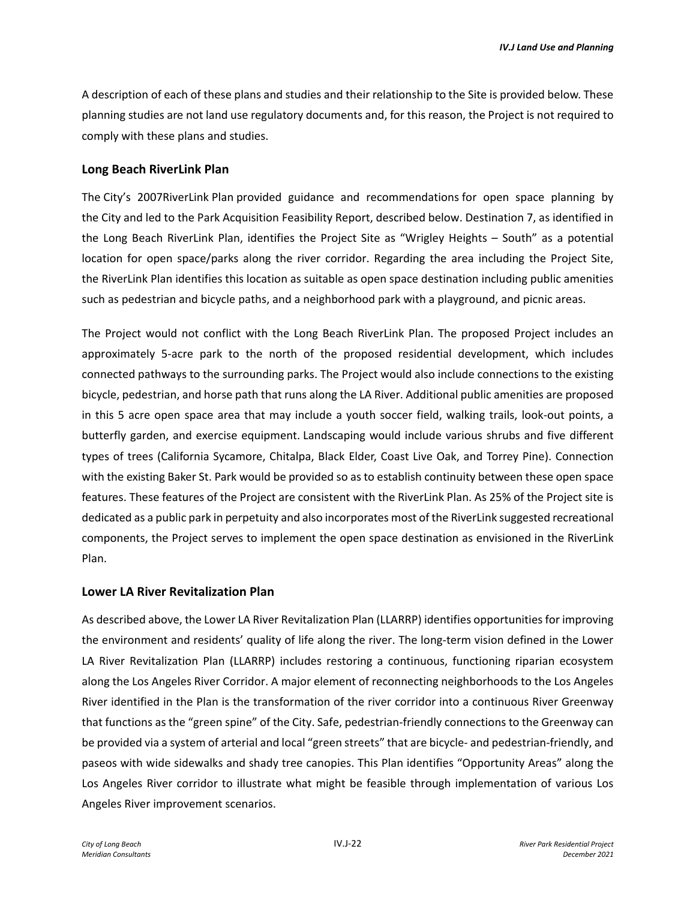A description of each of these plans and studies and their relationship to the Site is provided below. These planning studies are not land use regulatory documents and, for this reason, the Project is not required to comply with these plans and studies.

### Long Beach RiverLink Plan

The City's 2007RiverLink Plan provided guidance and recommendations for open space planning by the City and led to the Park Acquisition Feasibility Report, described below. Destination 7, as identified in the Long Beach RiverLink Plan, identifies the Project Site as "Wrigley Heights – South" as a potential location for open space/parks along the river corridor. Regarding the area including the Project Site, the RiverLink Plan identifies this location as suitable as open space destination including public amenities such as pedestrian and bicycle paths, and a neighborhood park with a playground, and picnic areas.

The Project would not conflict with the Long Beach RiverLink Plan. The proposed Project includes an approximately 5-acre park to the north of the proposed residential development, which includes connected pathways to the surrounding parks. The Project would also include connections to the existing bicycle, pedestrian, and horse path that runs along the LA River. Additional public amenities are proposed in this 5 acre open space area that may include a youth soccer field, walking trails, look-out points, a butterfly garden, and exercise equipment. Landscaping would include various shrubs and five different types of trees (California Sycamore, Chitalpa, Black Elder, Coast Live Oak, and Torrey Pine). Connection with the existing Baker St. Park would be provided so as to establish continuity between these open space features. These features of the Project are consistent with the RiverLink Plan. As 25% of the Project site is dedicated as a public park in perpetuity and also incorporates most of the RiverLink suggested recreational components, the Project serves to implement the open space destination as envisioned in the RiverLink Plan.

### Lower LA River Revitalization Plan

As described above, the Lower LA River Revitalization Plan (LLARRP) identifies opportunities for improving the environment and residents' quality of life along the river. The long-term vision defined in the Lower LA River Revitalization Plan (LLARRP) includes restoring a continuous, functioning riparian ecosystem along the Los Angeles River Corridor. A major element of reconnecting neighborhoods to the Los Angeles River identified in the Plan is the transformation of the river corridor into a continuous River Greenway that functions as the "green spine" of the City. Safe, pedestrian-friendly connections to the Greenway can be provided via a system of arterial and local "green streets" that are bicycle- and pedestrian-friendly, and paseos with wide sidewalks and shady tree canopies. This Plan identifies "Opportunity Areas" along the Los Angeles River corridor to illustrate what might be feasible through implementation of various Los Angeles River improvement scenarios.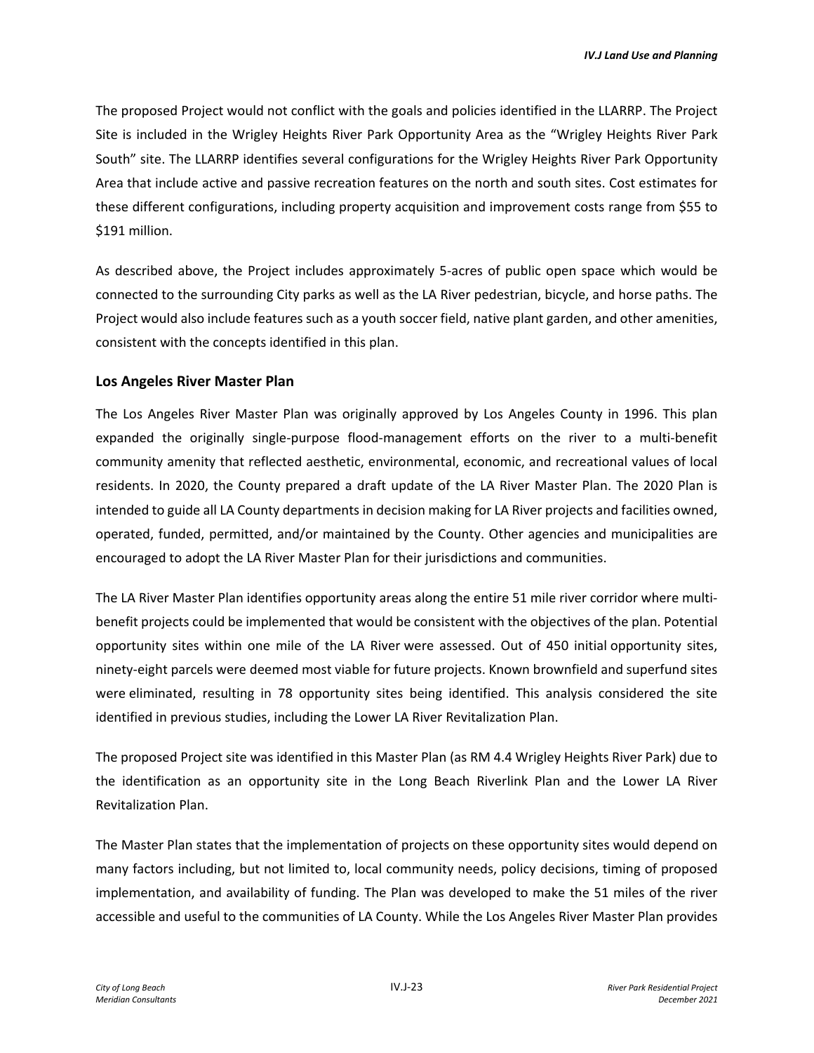The proposed Project would not conflict with the goals and policies identified in the LLARRP. The Project Site is included in the Wrigley Heights River Park Opportunity Area as the "Wrigley Heights River Park South" site. The LLARRP identifies several configurations for the Wrigley Heights River Park Opportunity Area that include active and passive recreation features on the north and south sites. Cost estimates for these different configurations, including property acquisition and improvement costs range from $55 to $191 million.

As described above, the Project includes approximately 5-acres of public open space which would be connected to the surrounding City parks as well as the LA River pedestrian, bicycle, and horse paths. The Project would also include features such as a youth soccer field, native plant garden, and other amenities, consistent with the concepts identified in this plan.

### Los Angeles River Master Plan

The Los Angeles River Master Plan was originally approved by Los Angeles County in 1996. This plan expanded the originally single-purpose flood-management efforts on the river to a multi-benefit community amenity that reflected aesthetic, environmental, economic, and recreational values of local residents. In 2020, the County prepared a draft update of the LA River Master Plan. The 2020 Plan is intended to guide all LA County departments in decision making for LA River projects and facilities owned, operated, funded, permitted, and/or maintained by the County. Other agencies and municipalities are encouraged to adopt the LA River Master Plan for their jurisdictions and communities.

The LA River Master Plan identifies opportunity areas along the entire 51 mile river corridor where multi-benefit projects could be implemented that would be consistent with the objectives of the plan. Potential opportunity sites within one mile of the LA River were assessed. Out of 450 initial opportunity sites, ninety-eight parcels were deemed most viable for future projects. Known brownfield and superfund sites were eliminated, resulting in 78 opportunity sites being identified. This analysis considered the site identified in previous studies, including the Lower LA River Revitalization Plan.

The proposed Project site was identified in this Master Plan (as RM 4.4 Wrigley Heights River Park) due to the identification as an opportunity site in the Long Beach Riverlink Plan and the Lower LA River Revitalization Plan.

The Master Plan states that the implementation of projects on these opportunity sites would depend on many factors including, but not limited to, local community needs, policy decisions, timing of proposed implementation, and availability of funding. The Plan was developed to make the 51 miles of the river accessible and useful to the communities of LA County. While the Los Angeles River Master Plan provides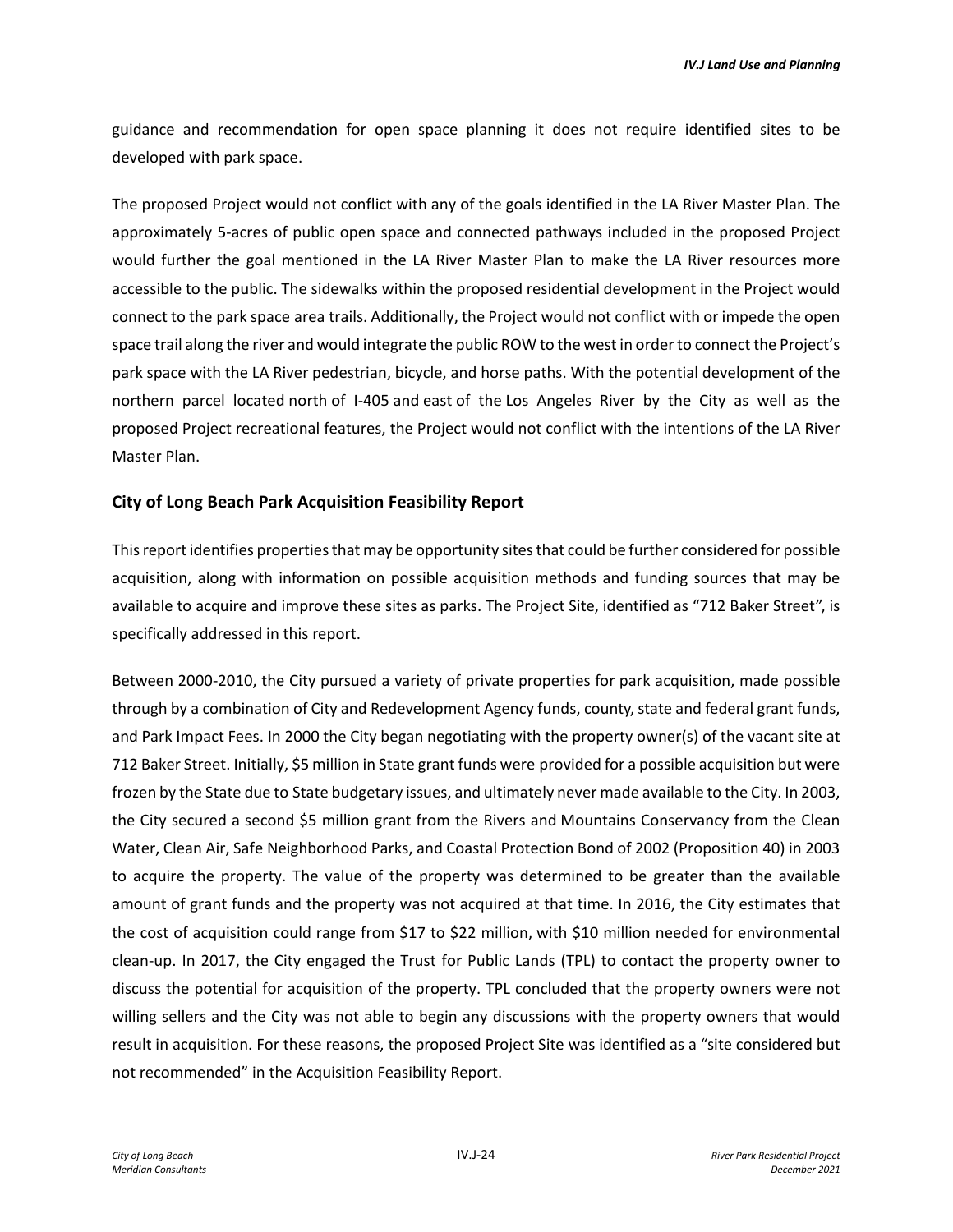guidance and recommendation for open space planning it does not require identified sites to be developed with park space.

The proposed Project would not conflict with any of the goals identified in the LA River Master Plan. The approximately 5-acres of public open space and connected pathways included in the proposed Project would further the goal mentioned in the LA River Master Plan to make the LA River resources more accessible to the public. The sidewalks within the proposed residential development in the Project would connect to the park space area trails. Additionally, the Project would not conflict with or impede the open space trail along the river and would integrate the public ROW to the west in order to connect the Project's park space with the LA River pedestrian, bicycle, and horse paths. With the potential development of the northern parcel located north of I-405 and east of the Los Angeles River by the City as well as the proposed Project recreational features, the Project would not conflict with the intentions of the LA River Master Plan.

### City of Long Beach Park Acquisition Feasibility Report

This report identifies properties that may be opportunity sites that could be further considered for possible acquisition, along with information on possible acquisition methods and funding sources that may be available to acquire and improve these sites as parks. The Project Site, identified as "712 Baker Street", is specifically addressed in this report.

Between 2000-2010, the City pursued a variety of private properties for park acquisition, made possible through by a combination of City and Redevelopment Agency funds, county, state and federal grant funds, and Park Impact Fees. In 2000 the City began negotiating with the property owner(s) of the vacant site at 712 Baker Street. Initially, $5 million in State grant funds were provided for a possible acquisition but were frozen by the State due to State budgetary issues, and ultimately never made available to the City. In 2003, the City secured a second $5 million grant from the Rivers and Mountains Conservancy from the Clean Water, Clean Air, Safe Neighborhood Parks, and Coastal Protection Bond of 2002 (Proposition 40) in 2003 to acquire the property. The value of the property was determined to be greater than the available amount of grant funds and the property was not acquired at that time. In 2016, the City estimates that the cost of acquisition could range from $17 to $22 million, with $10 million needed for environmental clean-up. In 2017, the City engaged the Trust for Public Lands (TPL) to contact the property owner to discuss the potential for acquisition of the property. TPL concluded that the property owners were not willing sellers and the City was not able to begin any discussions with the property owners that would result in acquisition. For these reasons, the proposed Project Site was identified as a "site considered but not recommended" in the Acquisition Feasibility Report.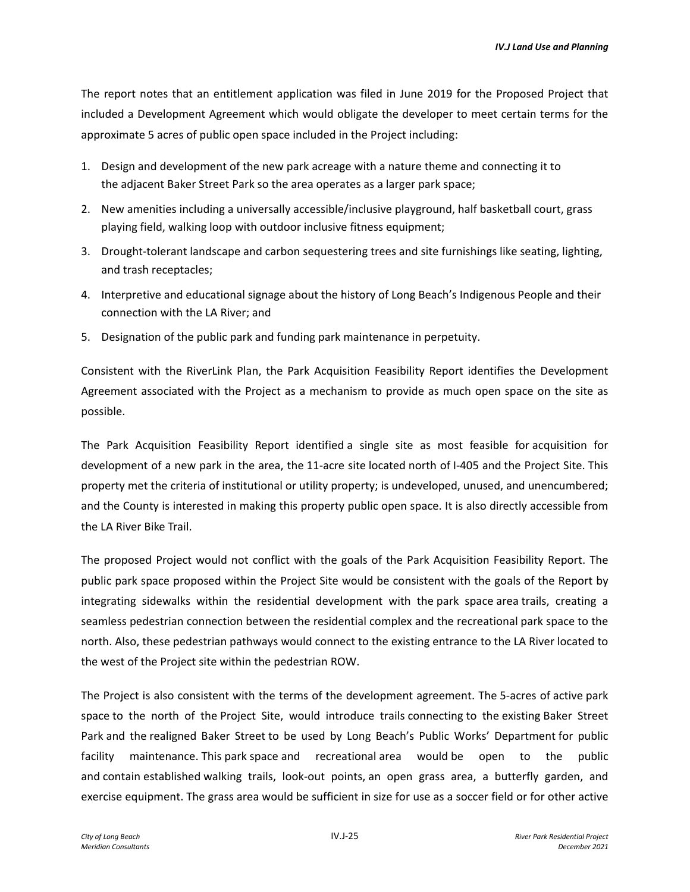The report notes that an entitlement application was filed in June 2019 for the Proposed Project that included a Development Agreement which would obligate the developer to meet certain terms for the approximate 5 acres of public open space included in the Project including:

1. Design and development of the new park acreage with a nature theme and connecting it to the adjacent Baker Street Park so the area operates as a larger park space;
2. New amenities including a universally accessible/inclusive playground, half basketball court, grass playing field, walking loop with outdoor inclusive fitness equipment;
3. Drought-tolerant landscape and carbon sequestering trees and site furnishings like seating, lighting, and trash receptacles;
4. Interpretive and educational signage about the history of Long Beach's Indigenous People and their connection with the LA River; and
5. Designation of the public park and funding park maintenance in perpetuity.

Consistent with the RiverLink Plan, the Park Acquisition Feasibility Report identifies the Development Agreement associated with the Project as a mechanism to provide as much open space on the site as possible.

The Park Acquisition Feasibility Report identified a single site as most feasible for acquisition for development of a new park in the area, the 11-acre site located north of I-405 and the Project Site. This property met the criteria of institutional or utility property; is undeveloped, unused, and unencumbered; and the County is interested in making this property public open space. It is also directly accessible from the LA River Bike Trail.

The proposed Project would not conflict with the goals of the Park Acquisition Feasibility Report. The public park space proposed within the Project Site would be consistent with the goals of the Report by integrating sidewalks within the residential development with the park space area trails, creating a seamless pedestrian connection between the residential complex and the recreational park space to the north. Also, these pedestrian pathways would connect to the existing entrance to the LA River located to the west of the Project site within the pedestrian ROW.

The Project is also consistent with the terms of the development agreement. The 5-acres of active park space to the north of the Project Site, would introduce trails connecting to the existing Baker Street Park and the realigned Baker Street to be used by Long Beach's Public Works' Department for public facility maintenance. This park space and recreational area would be open to the public and contain established walking trails, look-out points, an open grass area, a butterfly garden, and exercise equipment. The grass area would be sufficient in size for use as a soccer field or for other active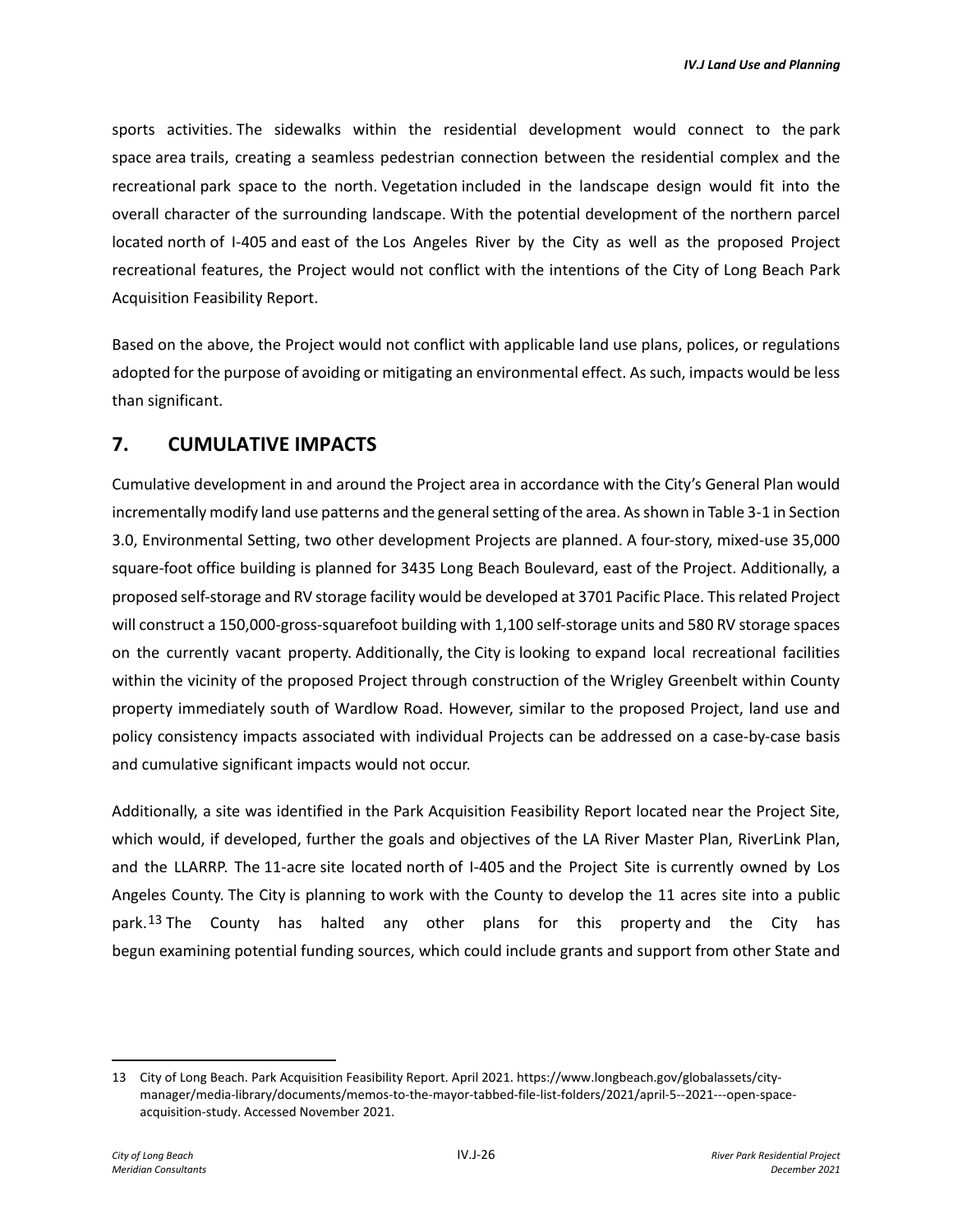sports activities. The sidewalks within the residential development would connect to the park space area trails, creating a seamless pedestrian connection between the residential complex and the recreational park space to the north. Vegetation included in the landscape design would fit into the overall character of the surrounding landscape. With the potential development of the northern parcel located north of I-405 and east of the Los Angeles River by the City as well as the proposed Project recreational features, the Project would not conflict with the intentions of the City of Long Beach Park Acquisition Feasibility Report.

Based on the above, the Project would not conflict with applicable land use plans, polices, or regulations adopted for the purpose of avoiding or mitigating an environmental effect. As such, impacts would be less than significant.

## 7. CUMULATIVE IMPACTS

Cumulative development in and around the Project area in accordance with the City's General Plan would incrementally modify land use patterns and the general setting of the area. As shown in Table 3-1 in Section 3.0, Environmental Setting, two other development Projects are planned. A four-story, mixed-use 35,000 square-foot office building is planned for 3435 Long Beach Boulevard, east of the Project. Additionally, a proposed self-storage and RV storage facility would be developed at 3701 Pacific Place. This related Project will construct a 150,000-gross-squarefoot building with 1,100 self-storage units and 580 RV storage spaces on the currently vacant property. Additionally, the City is looking to expand local recreational facilities within the vicinity of the proposed Project through construction of the Wrigley Greenbelt within County property immediately south of Wardlow Road. However, similar to the proposed Project, land use and policy consistency impacts associated with individual Projects can be addressed on a case-by-case basis and cumulative significant impacts would not occur.

Additionally, a site was identified in the Park Acquisition Feasibility Report located near the Project Site, which would, if developed, further the goals and objectives of the LA River Master Plan, RiverLink Plan, and the LLARRP. The 11-acre site located north of I-405 and the Project Site is currently owned by Los Angeles County. The City is planning to work with the County to develop the 11 acres site into a public park.[13] The County has halted any other plans for this property and the City has begun examining potential funding sources, which could include grants and support from other State and

---

13 City of Long Beach. Park Acquisition Feasibility Report. April 2021. https://www.longbeach.gov/globalassets/city-manager/media-library/documents/memos-to-the-mayor-tabbed-file-list-folders/2021/april-5--2021---open-space-acquisition-study. Accessed November 2021.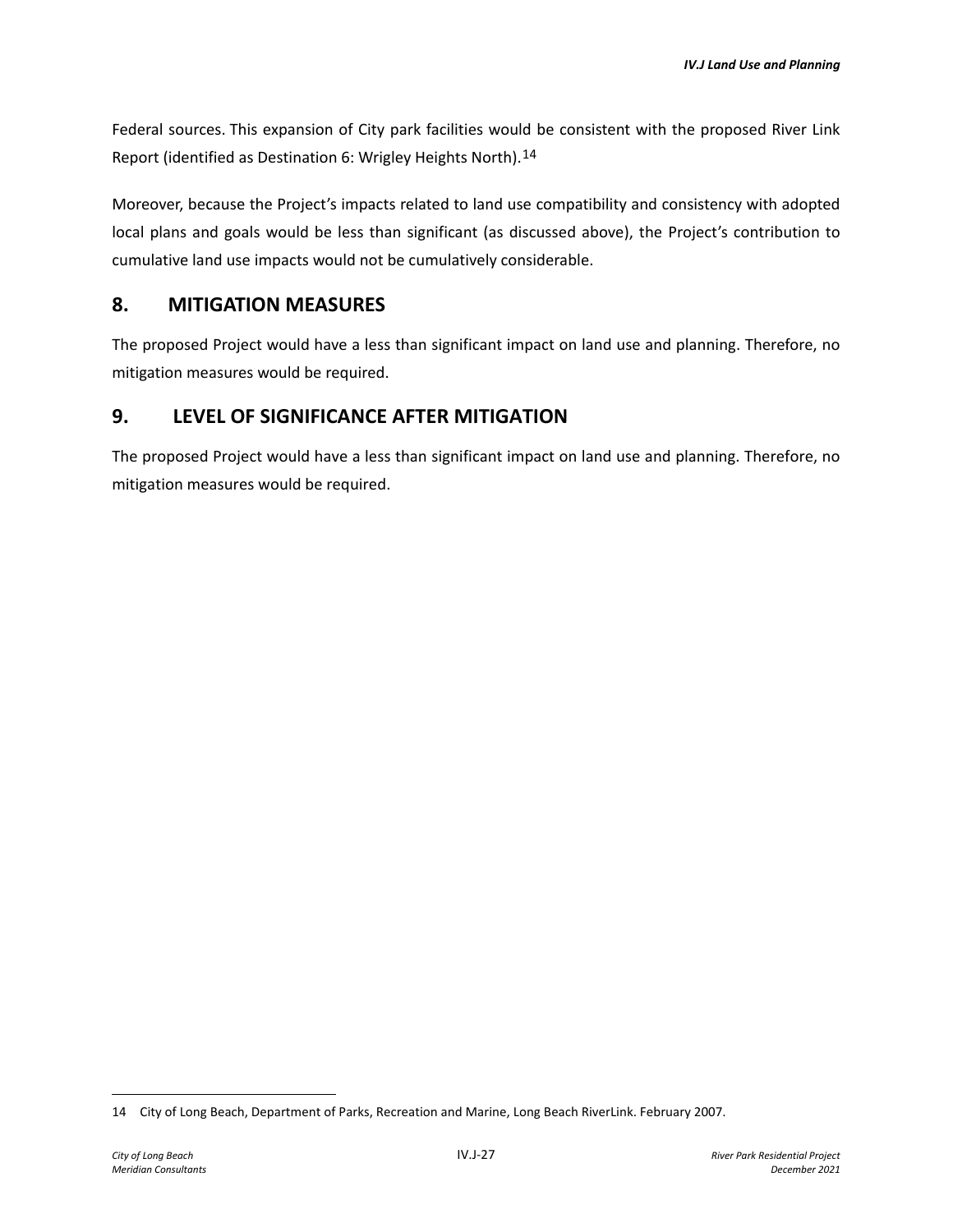Federal sources. This expansion of City park facilities would be consistent with the proposed River Link Report (identified as Destination 6: Wrigley Heights North).[14]

Moreover, because the Project's impacts related to land use compatibility and consistency with adopted local plans and goals would be less than significant (as discussed above), the Project's contribution to cumulative land use impacts would not be cumulatively considerable.

## 8. MITIGATION MEASURES

The proposed Project would have a less than significant impact on land use and planning. Therefore, no mitigation measures would be required.

## 9. LEVEL OF SIGNIFICANCE AFTER MITIGATION

The proposed Project would have a less than significant impact on land use and planning. Therefore, no mitigation measures would be required.

---

14 City of Long Beach, Department of Parks, Recreation and Marine, Long Beach RiverLink. February 2007.